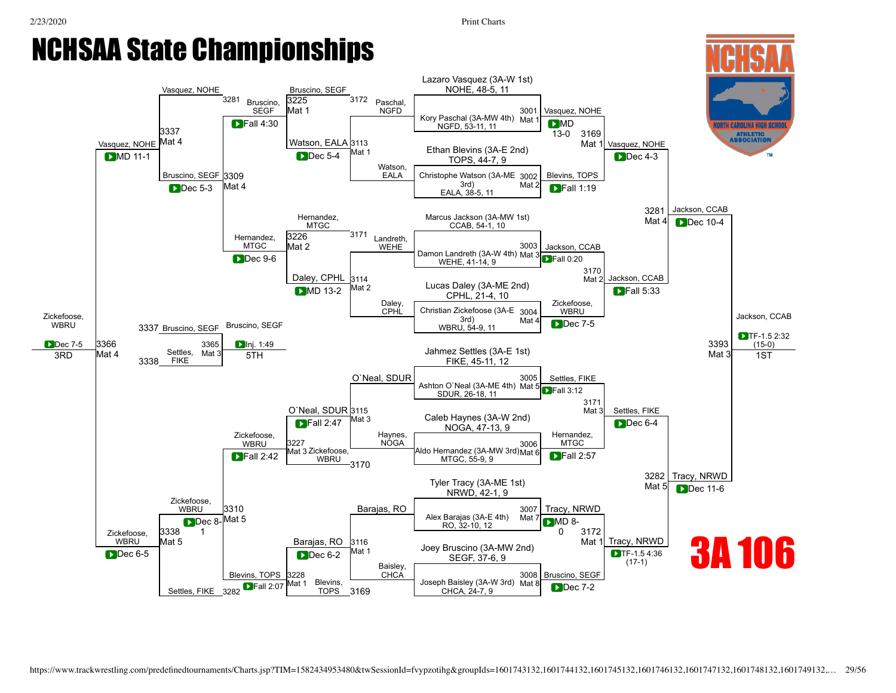# NCHSAA State Championships

## 3A 106

### Championship Bracket – First Round

| Bout | Mat | Wrestler | Result |
| --- | --- | --- | --- |
| 3001 | Mat 1 | Lazaro Vasquez (3A-W 1st) NOHE, 48-5, 11 vs Kory Paschal (3A-MW 4th) NGFD, 53-11, 11 | Vasquez, NOHE – MD 13-0 |
| 3002 | Mat 2 | Ethan Blevins (3A-E 2nd) TOPS, 44-7, 9 vs Christophe Watson (3A-ME 3rd) EALA, 38-5, 11 | Blevins, TOPS – Fall 1:19 |
| 3003 | Mat 3 | Marcus Jackson (3A-MW 1st) CCAB, 54-1, 10 vs Damon Landreth (3A-W 4th) WEHE, 41-14, 9 | Jackson, CCAB – Fall 0:20 |
| 3004 | Mat 4 | Lucas Daley (3A-ME 2nd) CPHL, 21-4, 10 vs Christian Zickefoose (3A-E 3rd) WBRU, 54-9, 11 | Zickefoose, WBRU – Dec 7-5 |
| 3005 | Mat 5 | Jahmez Settles (3A-E 1st) FIKE, 45-11, 12 vs Ashton O`Neal (3A-ME 4th) SDUR, 26-18, 11 | Settles, FIKE – Fall 3:12 |
| 3006 | Mat 6 | Caleb Haynes (3A-W 2nd) NOGA, 47-13, 9 vs Aldo Hernandez (3A-MW 3rd) MTGC, 55-9, 9 | Hernandez, MTGC – Fall 2:57 |
| 3007 | Mat 7 | Tyler Tracy (3A-ME 1st) NRWD, 42-1, 9 vs Alex Barajas (3A-E 4th) RO, 32-10, 12 | Tracy, NRWD – MD 8-0 |
| 3008 | Mat 8 | Joey Bruscino (3A-MW 2nd) SEGF, 37-6, 9 vs Joseph Baisley (3A-W 3rd) CHCA, 24-7, 9 | Bruscino, SEGF – Dec 7-2 |

### Championship Quarterfinals

| Bout | Mat | Wrestlers | Result |
| --- | --- | --- | --- |
| 3169 | Mat 1 | Vasquez, NOHE vs Blevins, TOPS | Vasquez, NOHE – Dec 4-3 |
| 3170 | Mat 2 | Jackson, CCAB vs Zickefoose, WBRU | Jackson, CCAB – Fall 5:33 |
| 3171 | Mat 3 | Settles, FIKE vs Hernandez, MTGC | Settles, FIKE – Dec 6-4 |
| 3172 | Mat 1 | Tracy, NRWD vs Bruscino, SEGF | Tracy, NRWD – TF-1.5 4:36 (17-1) |

### Championship Semifinals

| Bout | Mat | Wrestlers | Result |
| --- | --- | --- | --- |
| 3281 | Mat 4 | Vasquez, NOHE vs Jackson, CCAB | Jackson, CCAB – Dec 10-4 |
| 3282 | Mat 5 | Settles, FIKE vs Tracy, NRWD | Tracy, NRWD – Dec 11-6 |

### Championship Final (1ST)

| Bout | Mat | Wrestlers | Result |
| --- | --- | --- | --- |
| 3393 | Mat 3 | Jackson, CCAB vs Tracy, NRWD | Jackson, CCAB – TF-1.5 2:32 (15-0) – 1ST |

### Consolation – First Round

| Bout | Mat | Wrestlers | Result |
| --- | --- | --- | --- |
| 3113 | Mat 1 | Paschal, NGFD vs Watson, EALA | Watson, EALA – Dec 5-4 |
| 3114 | Mat 2 | Landreth, WEHE vs Daley, CPHL | Daley, CPHL – MD 13-2 |
| 3115 | Mat 3 | O`Neal, SDUR vs Haynes, NOGA | O`Neal, SDUR – Fall 2:47 |
| 3116 | Mat 1 | Barajas, RO vs Baisley, CHCA | Barajas, RO – Dec 6-2 |

### Consolation – Second Round

| Bout | Mat | Wrestlers | Result |
| --- | --- | --- | --- |
| 3225 | Mat 1 | Bruscino, SEGF (L 3172) vs Watson, EALA | Bruscino, SEGF |
| 3226 | Mat 2 | Hernandez, MTGC (L 3171) vs Daley, CPHL | Hernandez, MTGC |
| 3227 | Mat 3 | O`Neal, SDUR vs Zickefoose, WBRU (L 3170) | Zickefoose, WBRU |
| 3228 | Mat 1 | Barajas, RO vs Blevins, TOPS (L 3169) | Blevins, TOPS |

### Consolation Quarterfinals

| Bout | Mat | Wrestlers | Result |
| --- | --- | --- | --- |
| 3309 | Mat 4 | Bruscino, SEGF vs Hernandez, MTGC | Bruscino, SEGF – Fall 4:30 |
| 3310 | Mat 5 | Zickefoose, WBRU vs Blevins, TOPS | Zickefoose, WBRU – Fall 2:42 |

### Consolation Semifinals

| Bout | Mat | Wrestlers | Result |
| --- | --- | --- | --- |
| 3337 | Mat 4 | Vasquez, NOHE (L 3281) vs Bruscino, SEGF | Vasquez, NOHE – Dec 5-3 |
| 3338 | Mat 5 | Zickefoose, WBRU vs Settles, FIKE (L 3282) | Zickefoose, WBRU – Dec 8-1 |

### 3rd Place Match

| Bout | Mat | Wrestlers | Result |
| --- | --- | --- | --- |
| 3366 | Mat 4 | Vasquez, NOHE vs Zickefoose, WBRU | Vasquez, NOHE – MD 11-1; Zickefoose, WBRU – Dec 6-5; Zickefoose, WBRU – Dec 7-5 – 3RD |

### 5th Place Match

| Bout | Mat | Wrestlers | Result |
| --- | --- | --- | --- |
| 3365 | Mat 3 | Bruscino, SEGF (L 3337) vs Settles, FIKE (L 3338) | Bruscino, SEGF – Inj. 1:49 – 5TH |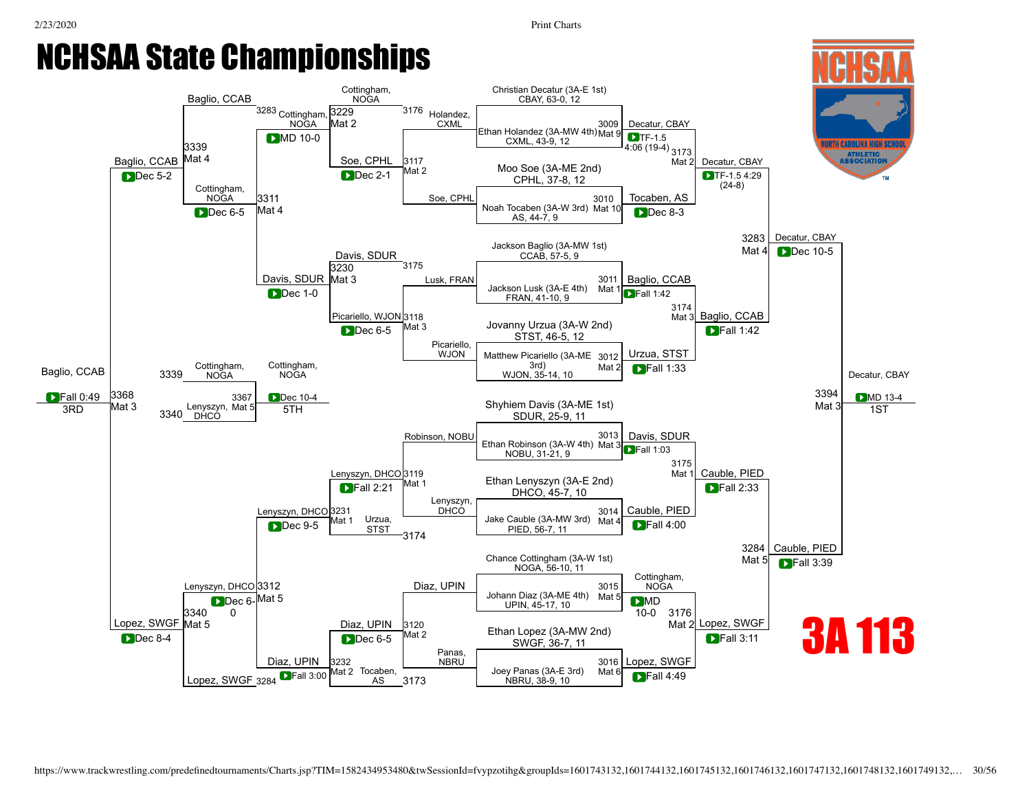# NCHSAA State Championships

## 3A 113

### Championship Bracket – First Round

| Match | Mat | Wrestler 1 | Wrestler 2 | Winner | Result |
|---|---|---|---|---|---|
| 3009 | Mat 9 | Christian Decatur (3A-E 1st) CBAY, 63-0, 12 | Ethan Holandez (3A-MW 4th) CXML, 43-9, 12 | Decatur, CBAY | TF-1.5 4:06 (19-4) |
| 3010 | Mat 10 | Moo Soe (3A-ME 2nd) CPHL, 37-8, 12 | Noah Tocaben (3A-W 3rd) AS, 44-7, 9 | Tocaben, AS | Dec 8-3 |
| 3011 | Mat 1 | Jackson Baglio (3A-MW 1st) CCAB, 57-5, 9 | Jackson Lusk (3A-E 4th) FRAN, 41-10, 9 | Baglio, CCAB | Fall 1:42 |
| 3012 | Mat 2 | Jovanny Urzua (3A-W 2nd) STST, 46-5, 12 | Matthew Picariello (3A-ME 3rd) WJON, 35-14, 10 | Urzua, STST | Fall 1:33 |
| 3013 | Mat 3 | Shyhiem Davis (3A-ME 1st) SDUR, 25-9, 11 | Ethan Robinson (3A-W 4th) NOBU, 31-21, 9 | Davis, SDUR | Fall 1:03 |
| 3014 | Mat 4 | Ethan Lenyszyn (3A-E 2nd) DHCO, 45-7, 10 | Jake Cauble (3A-MW 3rd) PIED, 56-7, 11 | Cauble, PIED | Fall 4:00 |
| 3015 | Mat 5 | Chance Cottingham (3A-W 1st) NOGA, 56-10, 11 | Johann Diaz (3A-ME 4th) UPIN, 45-17, 10 | Cottingham, NOGA | MD 10-0 |
| 3016 | Mat 6 | Ethan Lopez (3A-MW 2nd) SWGF, 36-7, 11 | Joey Panas (3A-E 3rd) NBRU, 38-9, 10 | Lopez, SWGF | Fall 4:49 |

### Championship Quarterfinals

| Match | Mat | Wrestler 1 | Wrestler 2 | Winner | Result |
|---|---|---|---|---|---|
| 3173 | Mat 2 | Decatur, CBAY | Tocaben, AS | Decatur, CBAY | TF-1.5 4:29 (24-8) |
| 3174 | Mat 3 | Baglio, CCAB | Urzua, STST | Baglio, CCAB | Fall 1:42 |
| 3175 | Mat 1 | Davis, SDUR | Cauble, PIED | Cauble, PIED | Fall 2:33 |
| 3176 | Mat 2 | Cottingham, NOGA | Lopez, SWGF | Lopez, SWGF | Fall 3:11 |

### Championship Semifinals

| Match | Mat | Wrestler 1 | Wrestler 2 | Winner | Result |
|---|---|---|---|---|---|
| 3283 | Mat 4 | Decatur, CBAY | Baglio, CCAB | Decatur, CBAY | Dec 10-5 |
| 3284 | Mat 5 | Cauble, PIED | Lopez, SWGF | Cauble, PIED | Fall 3:39 |

### Championship Final (1st)

| Match | Mat | Wrestler 1 | Wrestler 2 | Winner | Result |
|---|---|---|---|---|---|
| 3394 | Mat 3 | Decatur, CBAY | Cauble, PIED | Decatur, CBAY | MD 13-4 |

**1ST: Decatur, CBAY**

### Consolation Bracket

| Match | Mat | Wrestler 1 | Wrestler 2 | Winner | Result |
|---|---|---|---|---|---|
| 3117 | Mat 2 | Holandez, CXML | Soe, CPHL | Soe, CPHL | Dec 2-1 |
| 3118 | Mat 3 | Lusk, FRAN | Picariello, WJON | Picariello, WJON | Dec 6-5 |
| 3119 | Mat 1 | Robinson, NOBU | Lenyszyn, DHCO | Lenyszyn, DHCO | Fall 2:21 |
| 3120 | Mat 2 | Diaz, UPIN | Panas, NBRU | Diaz, UPIN | Dec 6-5 |
| 3229 | Mat 2 | Cottingham, NOGA (from 3176) | Soe, CPHL | Cottingham, NOGA | MD 10-0 |
| 3230 | Mat 3 | Davis, SDUR (from 3175) | Picariello, WJON | Davis, SDUR | Dec 1-0 |
| 3231 | Mat 1 | Lenyszyn, DHCO | Urzua, STST (from 3174) | Lenyszyn, DHCO | Dec 9-5 |
| 3232 | Mat 2 | Diaz, UPIN | Tocaben, AS (from 3173) | Diaz, UPIN | Fall 3:00 |
| 3311 | Mat 4 | Cottingham, NOGA | Davis, SDUR | Cottingham, NOGA | Dec 6-5 |
| 3312 | Mat 5 | Lenyszyn, DHCO | Diaz, UPIN | Lenyszyn, DHCO | Dec 6-0 |
| 3339 | Mat 4 | Baglio, CCAB (from 3283) | Cottingham, NOGA | Baglio, CCAB | Dec 5-2 |
| 3340 | Mat 5 | Lenyszyn, DHCO | Lopez, SWGF (from 3284) | Lopez, SWGF | Dec 8-4 |

### 3rd Place

| Match | Mat | Wrestler 1 | Wrestler 2 | Winner | Result |
|---|---|---|---|---|---|
| 3368 | Mat 3 | Baglio, CCAB | Lopez, SWGF | Baglio, CCAB | Fall 0:49 |

**3RD: Baglio, CCAB**

### 5th Place

| Match | Mat | Wrestler 1 | Wrestler 2 | Winner | Result |
|---|---|---|---|---|---|
| 3367 | Mat 5 | Cottingham, NOGA (3339) | Lenyszyn, DHCO (3340) | Cottingham, NOGA | Dec 10-4 |

**5TH: Cottingham, NOGA**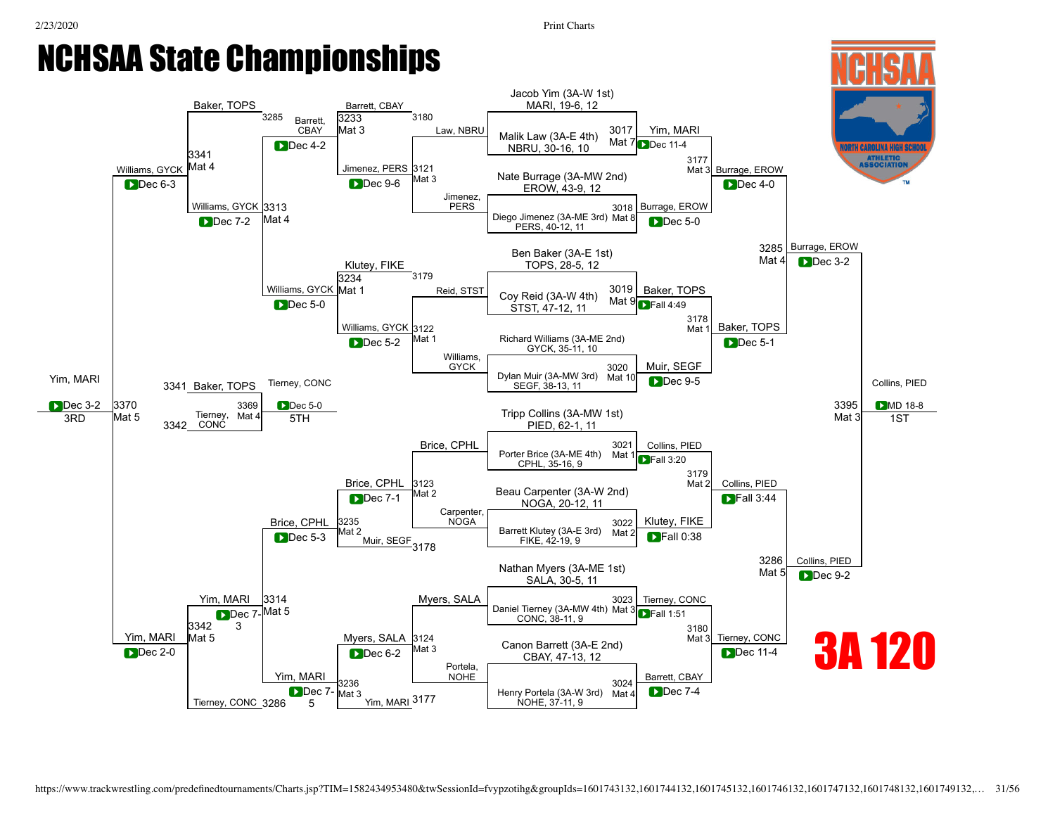# NCHSAA State Championships

## 3A 120

### Championship Bracket

| Bout | Mat | Wrestler 1 | Wrestler 2 | Winner | Result |
|---|---|---|---|---|---|
| 3017 | Mat 7 | Jacob Yim (3A-W 1st) MARI, 19-6, 12 | Malik Law (3A-E 4th) NBRU, 30-16, 10 | Yim, MARI | Dec 11-4 |
| 3018 | Mat 8 | Nate Burrage (3A-MW 2nd) EROW, 43-9, 12 | Diego Jimenez (3A-ME 3rd) PERS, 40-12, 11 | Burrage, EROW | Dec 5-0 |
| 3019 | Mat 9 | Ben Baker (3A-E 1st) TOPS, 28-5, 12 | Coy Reid (3A-W 4th) STST, 47-12, 11 | Baker, TOPS | Fall 4:49 |
| 3020 | Mat 10 | Richard Williams (3A-ME 2nd) GYCK, 35-11, 10 | Dylan Muir (3A-MW 3rd) SEGF, 38-13, 11 | Muir, SEGF | Dec 9-5 |
| 3021 | Mat 1 | Tripp Collins (3A-MW 1st) PIED, 62-1, 11 | Porter Brice (3A-ME 4th) CPHL, 35-16, 9 | Collins, PIED | Fall 3:20 |
| 3022 | Mat 2 | Beau Carpenter (3A-W 2nd) NOGA, 20-12, 11 | Barrett Klutey (3A-E 3rd) FIKE, 42-19, 9 | Klutey, FIKE | Fall 0:38 |
| 3023 | Mat 3 | Nathan Myers (3A-ME 1st) SALA, 30-5, 11 | Daniel Tierney (3A-MW 4th) CONC, 38-11, 9 | Tierney, CONC | Fall 1:51 |
| 3024 | Mat 4 | Canon Barrett (3A-E 2nd) CBAY, 47-13, 12 | Henry Portela (3A-W 3rd) NOHE, 37-11, 9 | Barrett, CBAY | Dec 7-4 |
| 3177 | Mat 3 | Yim, MARI | Burrage, EROW | Burrage, EROW | Dec 4-0 |
| 3178 | Mat 1 | Baker, TOPS | Muir, SEGF | Baker, TOPS | Dec 5-1 |
| 3179 | Mat 2 | Collins, PIED | Klutey, FIKE | Collins, PIED | Fall 3:44 |
| 3180 | Mat 3 | Tierney, CONC | Barrett, CBAY | Tierney, CONC | Dec 11-4 |
| 3285 | Mat 4 | Burrage, EROW | Baker, TOPS | Burrage, EROW | Dec 3-2 |
| 3286 | Mat 5 | Collins, PIED | Tierney, CONC | Collins, PIED | Dec 9-2 |
| 3395 | Mat 3 | Burrage, EROW | Collins, PIED | Collins, PIED (1ST) | MD 18-8 |

### Consolation Bracket

| Bout | Mat | Wrestler 1 | Wrestler 2 | Winner | Result |
|---|---|---|---|---|---|
| 3121 | Mat 3 | Law, NBRU | Jimenez, PERS | Jimenez, PERS | Dec 9-6 |
| 3122 | Mat 1 | Reid, STST | Williams, GYCK | Williams, GYCK | Dec 5-2 |
| 3123 | Mat 2 | Brice, CPHL | Carpenter, NOGA | Brice, CPHL | Dec 7-1 |
| 3124 | Mat 3 | Myers, SALA | Portela, NOHE | Myers, SALA | Dec 6-2 |
| 3233 | Mat 3 | Barrett, CBAY | Jimenez, PERS | Barrett, CBAY | Dec 4-2 |
| 3234 | Mat 1 | Klutey, FIKE | Williams, GYCK | Williams, GYCK | Dec 5-0 |
| 3235 | Mat 2 | Brice, CPHL | Muir, SEGF | Brice, CPHL | Dec 5-3 |
| 3236 | Mat 3 | Myers, SALA | Yim, MARI | Yim, MARI | Dec 7-5 |
| 3313 | Mat 4 | Barrett, CBAY | Williams, GYCK | Williams, GYCK | Dec 7-2 |
| 3314 | Mat 5 | Brice, CPHL | Yim, MARI | Yim, MARI | Dec 7-3 |
| 3341 | Mat 4 | Baker, TOPS | Williams, GYCK | Williams, GYCK | Dec 6-3 |
| 3342 | Mat 5 | Yim, MARI | Tierney, CONC | Yim, MARI | Dec 2-0 |
| 3369 | Mat 4 | Baker, TOPS | Tierney, CONC | Tierney, CONC (5TH) | Dec 5-0 |
| 3370 | Mat 5 | Williams, GYCK | Yim, MARI | Yim, MARI (3RD) | Dec 3-2 |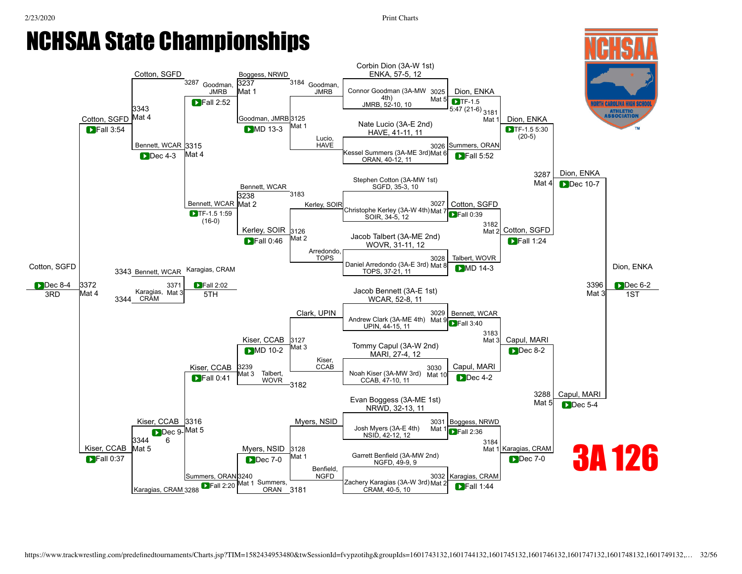# NCHSAA State Championships

## 3A 126

### Championship Bracket

**First Round**

| Bout | Mat | Wrestler 1 | Wrestler 2 | Winner | Result |
|---|---|---|---|---|---|
| 3025 | Mat 5 | Corbin Dion (3A-W 1st) ENKA, 57-5, 12 | Connor Goodman (3A-MW 4th) JMRB, 52-10, 10 | Dion, ENKA | TF-1.5 5:47 (21-6) |
| 3026 | Mat 6 | Nate Lucio (3A-E 2nd) HAVE, 41-11, 11 | Kessel Summers (3A-ME 3rd) ORAN, 40-12, 11 | Summers, ORAN | Fall 5:52 |
| 3027 | Mat 7 | Stephen Cotton (3A-MW 1st) SGFD, 35-3, 10 | Christophe Kerley (3A-W 4th) SOIR, 34-5, 12 | Cotton, SGFD | Fall 0:39 |
| 3028 | Mat 8 | Jacob Talbert (3A-ME 2nd) WOVR, 31-11, 12 | Daniel Arredondo (3A-E 3rd) TOPS, 37-21, 11 | Talbert, WOVR | MD 14-3 |
| 3029 | Mat 9 | Jacob Bennett (3A-E 1st) WCAR, 52-8, 11 | Andrew Clark (3A-ME 4th) UPIN, 44-15, 11 | Bennett, WCAR | Fall 3:40 |
| 3030 | Mat 10 | Tommy Capul (3A-W 2nd) MARI, 27-4, 12 | Noah Kiser (3A-MW 3rd) CCAB, 47-10, 11 | Capul, MARI | Dec 4-2 |
| 3031 | Mat 1 | Evan Boggess (3A-ME 1st) NRWD, 32-13, 11 | Josh Myers (3A-E 4th) NSID, 42-12, 12 | Boggess, NRWD | Fall 2:36 |
| 3032 | Mat 2 | Garrett Benfield (3A-MW 2nd) NGFD, 49-9, 9 | Zachery Karagias (3A-W 3rd) CRAM, 40-5, 10 | Karagias, CRAM | Fall 1:44 |

**Quarterfinals**

| Bout | Mat | Winner | Result |
|---|---|---|---|
| 3181 | Mat 1 | Dion, ENKA | TF-1.5 5:30 (20-5) |
| 3182 | Mat 2 | Cotton, SGFD | Fall 1:24 |
| 3183 | Mat 3 | Capul, MARI | Dec 8-2 |
| 3184 | Mat 1 | Karagias, CRAM | Dec 7-0 |

**Semifinals**

| Bout | Mat | Winner | Result |
|---|---|---|---|
| 3287 | Mat 4 | Dion, ENKA | Dec 10-7 |
| 3288 | Mat 5 | Capul, MARI | Dec 5-4 |

**Final**

| Bout | Mat | Winner | Result | Place |
|---|---|---|---|---|
| 3396 | Mat 3 | Dion, ENKA | Dec 6-2 | 1ST |

### Consolation Bracket

**Consolation Round 1**

| Bout | Mat | Wrestler 1 | Wrestler 2 | Winner | Result |
|---|---|---|---|---|---|
| 3125 | Mat 1 | Goodman, JMRB | Lucio, HAVE | Goodman, JMRB | MD 13-3 |
| 3126 | Mat 2 | Kerley, SOIR | Arredondo, TOPS | Kerley, SOIR | Fall 0:46 |
| 3127 | Mat 3 | Clark, UPIN | Kiser, CCAB | Kiser, CCAB | MD 10-2 |
| 3128 | Mat 1 | Myers, NSID | Benfield, NGFD | Myers, NSID | Dec 7-0 |

**Consolation Round 2**

| Bout | Mat | Wrestler 1 | Wrestler 2 | Winner | Result |
|---|---|---|---|---|---|
| 3237 | Mat 1 | Boggess, NRWD (3184) | Goodman, JMRB | Goodman, JMRB | Fall 2:52 |
| 3238 | Mat 2 | Bennett, WCAR (3183) | Kerley, SOIR | Bennett, WCAR | TF-1.5 1:59 (16-0) |
| 3239 | Mat 3 | Kiser, CCAB | Talbert, WOVR (3182) | Kiser, CCAB | Fall 0:41 |
| 3240 | Mat 1 | Myers, NSID | Summers, ORAN (3181) | Summers, ORAN | Fall 2:20 |

**Consolation Quarterfinals**

| Bout | Mat | Wrestler 1 | Wrestler 2 | Winner | Result |
|---|---|---|---|---|---|
| 3315 | Mat 4 | Goodman, JMRB | Bennett, WCAR | Bennett, WCAR | Dec 4-3 |
| 3316 | Mat 5 | Kiser, CCAB | Summers, ORAN | Kiser, CCAB | Dec 9-6 |

**Consolation Semifinals**

| Bout | Mat | Wrestler 1 | Wrestler 2 | Winner | Result |
|---|---|---|---|---|---|
| 3343 | Mat 4 | Cotton, SGFD (3287) | Bennett, WCAR | Cotton, SGFD | Fall 3:54 |
| 3344 | Mat 5 | Kiser, CCAB | Karagias, CRAM (3288) | Kiser, CCAB | Fall 0:37 |

**3rd Place**

| Bout | Mat | Winner | Result | Place |
|---|---|---|---|---|
| 3372 | Mat 4 | Cotton, SGFD | Dec 8-4 | 3RD |

**5th Place**

| Bout | Mat | Wrestler 1 | Wrestler 2 | Winner | Result | Place |
|---|---|---|---|---|---|---|
| 3371 | Mat 3 | Bennett, WCAR (3343) | Karagias, CRAM (3344) | Karagias, CRAM | Fall 2:02 | 5TH |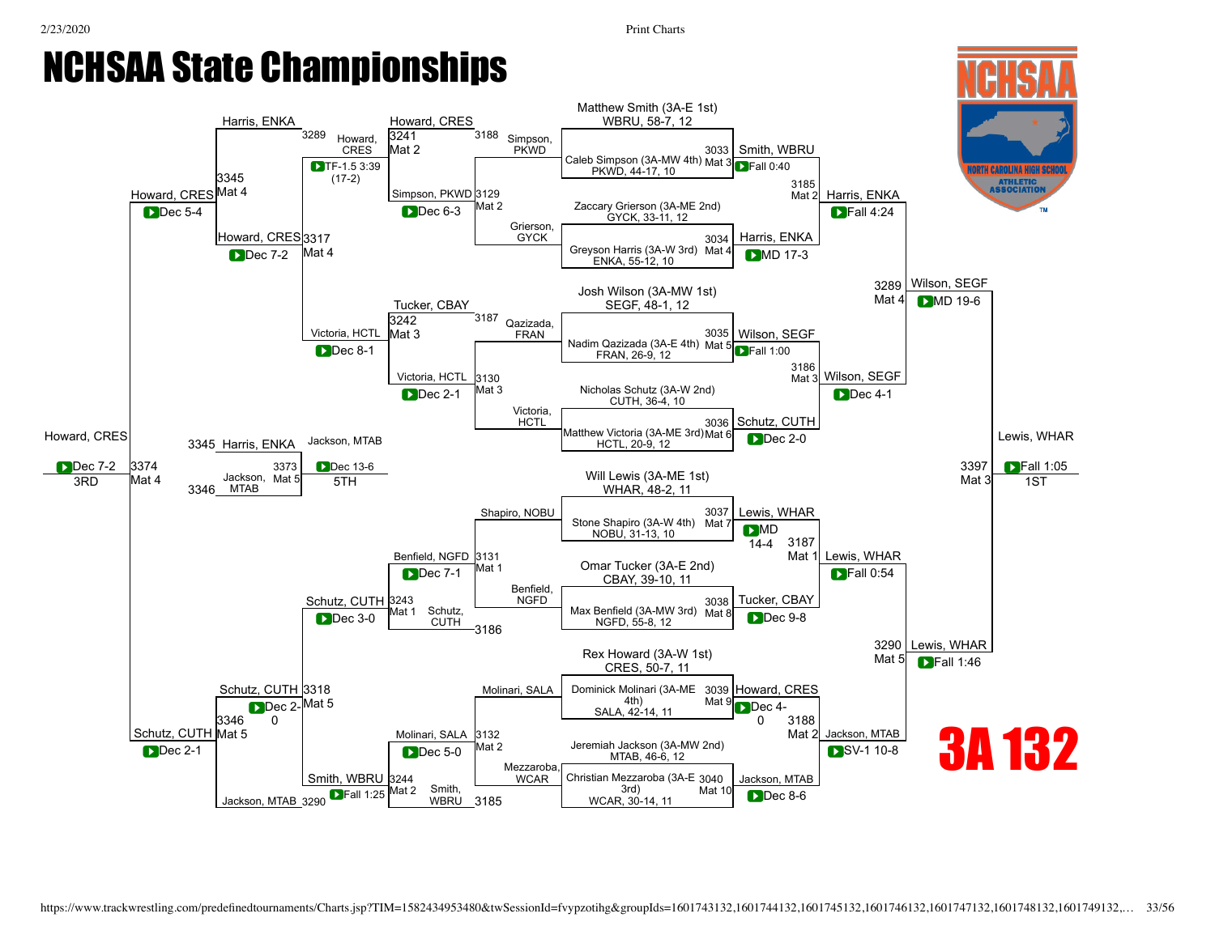# NCHSAA State Championships

## 3A 132

### Championship Bracket

**Matthew Smith (3A-E 1st)** WBRU, 58-7, 12
**Caleb Simpson (3A-MW 4th)** PKWD, 44-17, 10
- 3033 Mat 3: Smith, WBRU — Fall 0:40

**Zaccary Grierson (3A-ME 2nd)** GYCK, 33-11, 12
**Greyson Harris (3A-W 3rd)** ENKA, 55-12, 10
- 3034 Mat 4: Harris, ENKA — MD 17-3

**Josh Wilson (3A-MW 1st)** SEGF, 48-1, 12
**Nadim Qazizada (3A-E 4th)** FRAN, 26-9, 12
- 3035 Mat 5: Wilson, SEGF — Fall 1:00

**Nicholas Schutz (3A-W 2nd)** CUTH, 36-4, 10
**Matthew Victoria (3A-ME 3rd)** HCTL, 20-9, 12
- 3036 Mat 6: Schutz, CUTH — Dec 2-0

**Will Lewis (3A-ME 1st)** WHAR, 48-2, 11
**Stone Shapiro (3A-W 4th)** NOBU, 31-13, 10
- 3037 Mat 7: Lewis, WHAR — MD 14-4

**Omar Tucker (3A-E 2nd)** CBAY, 39-10, 11
**Max Benfield (3A-MW 3rd)** NGFD, 55-8, 12
- 3038 Mat 8: Tucker, CBAY — Dec 9-8

**Rex Howard (3A-W 1st)** CRES, 50-7, 11
**Dominick Molinari (3A-ME 4th)** SALA, 42-14, 11
- 3039 Mat 9: Howard, CRES — Dec 4-0

**Jeremiah Jackson (3A-MW 2nd)** MTAB, 46-6, 12
**Christian Mezzaroba (3A-E 3rd)** WCAR, 30-14, 11
- 3040 Mat 10: Jackson, MTAB — Dec 8-6

#### Quarterfinals
- 3185 Mat 2: Smith, WBRU vs Harris, ENKA — Harris, ENKA, Fall 4:24
- 3186 Mat 3: Wilson, SEGF vs Schutz, CUTH — Wilson, SEGF, Dec 4-1
- 3187 Mat 1: Lewis, WHAR vs Tucker, CBAY — Lewis, WHAR, Fall 0:54
- 3188 Mat 2: Howard, CRES vs Jackson, MTAB — Jackson, MTAB, SV-1 10-8

#### Semifinals
- 3289 Mat 4: Harris, ENKA vs Wilson, SEGF — Wilson, SEGF, MD 19-6
- 3290 Mat 5: Lewis, WHAR vs Jackson, MTAB — Lewis, WHAR, Fall 1:46

#### Final
- 3397 Mat 3: Wilson, SEGF vs Lewis, WHAR — **Lewis, WHAR, Fall 1:05 — 1ST**

### Consolation Bracket

#### First Round
- 3129 Mat 2: Simpson, PKWD vs Grierson, GYCK — Simpson, PKWD, Dec 6-3
- 3130 Mat 3: Qazizada, FRAN vs Victoria, HCTL — Victoria, HCTL, Dec 2-1
- 3131 Mat 1: Shapiro, NOBU vs Benfield, NGFD — Benfield, NGFD, Dec 7-1
- 3132 Mat 2: Molinari, SALA vs Mezzaroba, WCAR — Molinari, SALA, Dec 5-0

#### Second Round
- 3241 Mat 2: Howard, CRES (3188) vs Simpson, PKWD — Howard, CRES, TF-1.5 3:39 (17-2)
- 3242 Mat 3: Tucker, CBAY (3187) vs Victoria, HCTL — Victoria, HCTL, Dec 8-1
- 3243 Mat 1: Benfield, NGFD vs Schutz, CUTH (3186) — Schutz, CUTH, Dec 3-0
- 3244 Mat 2: Molinari, SALA vs Smith, WBRU (3185) — Smith, WBRU, Fall 1:25

#### Third Round
- 3317 Mat 4: Howard, CRES vs Victoria, HCTL — Howard, CRES, Dec 7-2
- 3318 Mat 5: Schutz, CUTH vs Smith, WBRU — Schutz, CUTH, Dec 2-0

#### Consolation Semifinals
- 3345 Mat 4: Harris, ENKA (3289) vs Howard, CRES — Howard, CRES, Dec 5-4
- 3346 Mat 5: Schutz, CUTH vs Jackson, MTAB (3290) — Schutz, CUTH, Dec 2-1

#### 3rd Place
- 3374 Mat 4: Howard, CRES vs Schutz, CUTH — **Howard, CRES, Dec 7-2 — 3RD**

#### 5th Place
- 3373 Mat 5: Harris, ENKA (3345) vs Jackson, MTAB (3346) — **Jackson, MTAB, Dec 13-6 — 5TH**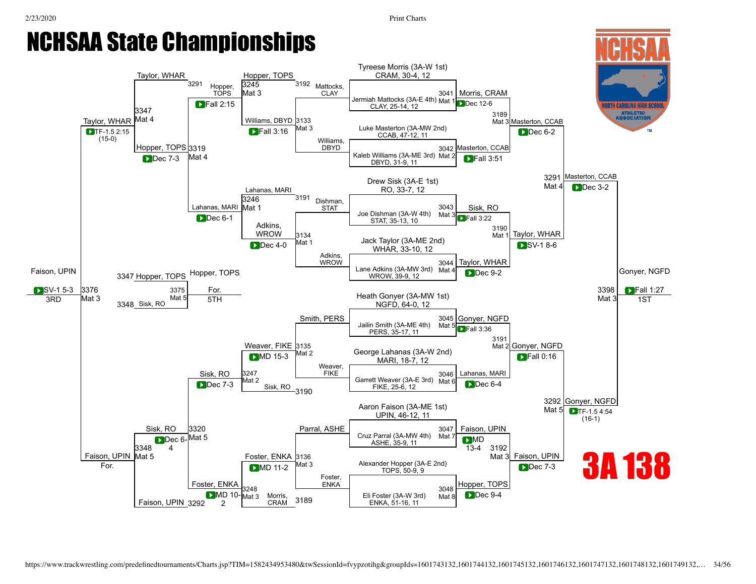# NCHSAA State Championships

## 3A 138

### Championship Bracket

**First Round**

| Bout | Mat | Wrestler 1 | Wrestler 2 | Winner | Result |
|---|---|---|---|---|---|
| 3041 | Mat 1 | Tyreese Morris (3A-W 1st) CRAM, 30-4, 12 | Jermiah Mattocks (3A-E 4th) CLAY, 25-14, 12 | Morris, CRAM | Dec 12-6 |
| 3042 | Mat 2 | Luke Masterton (3A-MW 2nd) CCAB, 47-12, 11 | Kaleb Williams (3A-ME 3rd) DBYD, 31-9, 11 | Masterton, CCAB | Fall 3:51 |
| 3043 | Mat 3 | Drew Sisk (3A-E 1st) RO, 33-7, 12 | Joe Dishman (3A-W 4th) STAT, 35-13, 10 | Sisk, RO | Fall 3:22 |
| 3044 | Mat 4 | Jack Taylor (3A-ME 2nd) WHAR, 33-10, 12 | Lane Adkins (3A-MW 3rd) WROW, 39-9, 12 | Taylor, WHAR | Dec 9-2 |
| 3045 | Mat 5 | Heath Gonyer (3A-MW 1st) NGFD, 64-0, 12 | Jailin Smith (3A-ME 4th) PERS, 35-17, 11 | Gonyer, NGFD | Fall 3:36 |
| 3046 | Mat 6 | George Lahanas (3A-W 2nd) MARI, 18-7, 12 | Garrett Weaver (3A-E 3rd) FIKE, 25-6, 12 | Lahanas, MARI | Dec 6-4 |
| 3047 | Mat 7 | Aaron Faison (3A-ME 1st) UPIN, 46-12, 11 | Cruz Parral (3A-MW 4th) ASHE, 35-9, 11 | Faison, UPIN | MD 13-4 |
| 3048 | Mat 8 | Alexander Hopper (3A-E 2nd) TOPS, 50-9, 9 | Eli Foster (3A-W 3rd) ENKA, 51-16, 11 | Hopper, TOPS | Dec 9-4 |

**Quarterfinals**

| Bout | Mat | Winner | Result |
|---|---|---|---|
| 3189 | Mat 3 | Masterton, CCAB | Dec 6-2 |
| 3190 | Mat 1 | Taylor, WHAR | SV-1 8-6 |
| 3191 | Mat 2 | Gonyer, NGFD | Fall 0:16 |
| 3192 | Mat 3 | Faison, UPIN | Dec 7-3 |

**Semifinals**

| Bout | Mat | Winner | Result |
|---|---|---|---|
| 3291 | Mat 4 | Masterton, CCAB | Dec 3-2 |
| 3292 | Mat 5 | Gonyer, NGFD | TF-1.5 4:54 (16-1) |

**Final**

| Bout | Mat | Winner | Result |
|---|---|---|---|
| 3398 | Mat 3 | Gonyer, NGFD | Fall 1:27 — 1ST |

### Consolation Bracket

| Bout | Mat | Wrestlers | Winner | Result |
|---|---|---|---|---|
| 3133 | Mat 3 | Mattocks, CLAY vs. Williams, DBYD | Williams, DBYD | Fall 3:16 |
| 3134 | Mat 1 | Dishman, STAT vs. Adkins, WROW | Adkins, WROW | Dec 4-0 |
| 3135 | Mat 2 | Smith, PERS vs. Weaver, FIKE | Weaver, FIKE | MD 15-3 |
| 3136 | Mat 3 | Parral, ASHE vs. Foster, ENKA | Foster, ENKA | MD 11-2 |
| 3245 | Mat 3 | Williams, DBYD vs. Mattocks, CLAY (3192) | Hopper, TOPS | Fall 2:15 |
| 3246 | Mat 1 | Adkins, WROW vs. Dishman, STAT (3191) | Lahanas, MARI | Dec 6-1 |
| 3247 | Mat 2 | Weaver, FIKE vs. Sisk, RO (3190) | Sisk, RO | Dec 7-3 |
| 3248 | Mat 3 | Foster, ENKA vs. Morris, CRAM (3189) | Foster, ENKA | MD 10-2 |
| 3319 | Mat 4 | Hopper, TOPS vs. Lahanas, MARI | Hopper, TOPS | Dec 7-3 |
| 3320 | Mat 5 | Sisk, RO vs. Foster, ENKA | Sisk, RO | Dec 6-4 |
| 3347 | Mat 4 | Taylor, WHAR (3291) vs. Hopper, TOPS | Taylor, WHAR | TF-1.5 2:15 (15-0) |
| 3348 | Mat 5 | Sisk, RO vs. Faison, UPIN (3292) | Faison, UPIN | For. |
| 3376 | Mat 3 | Taylor, WHAR vs. Faison, UPIN | Faison, UPIN | SV-1 5-3 — 3RD |
| 3375 | Mat 5 | Hopper, TOPS (3347) vs. Sisk, RO (3348) | Hopper, TOPS | For. — 5TH |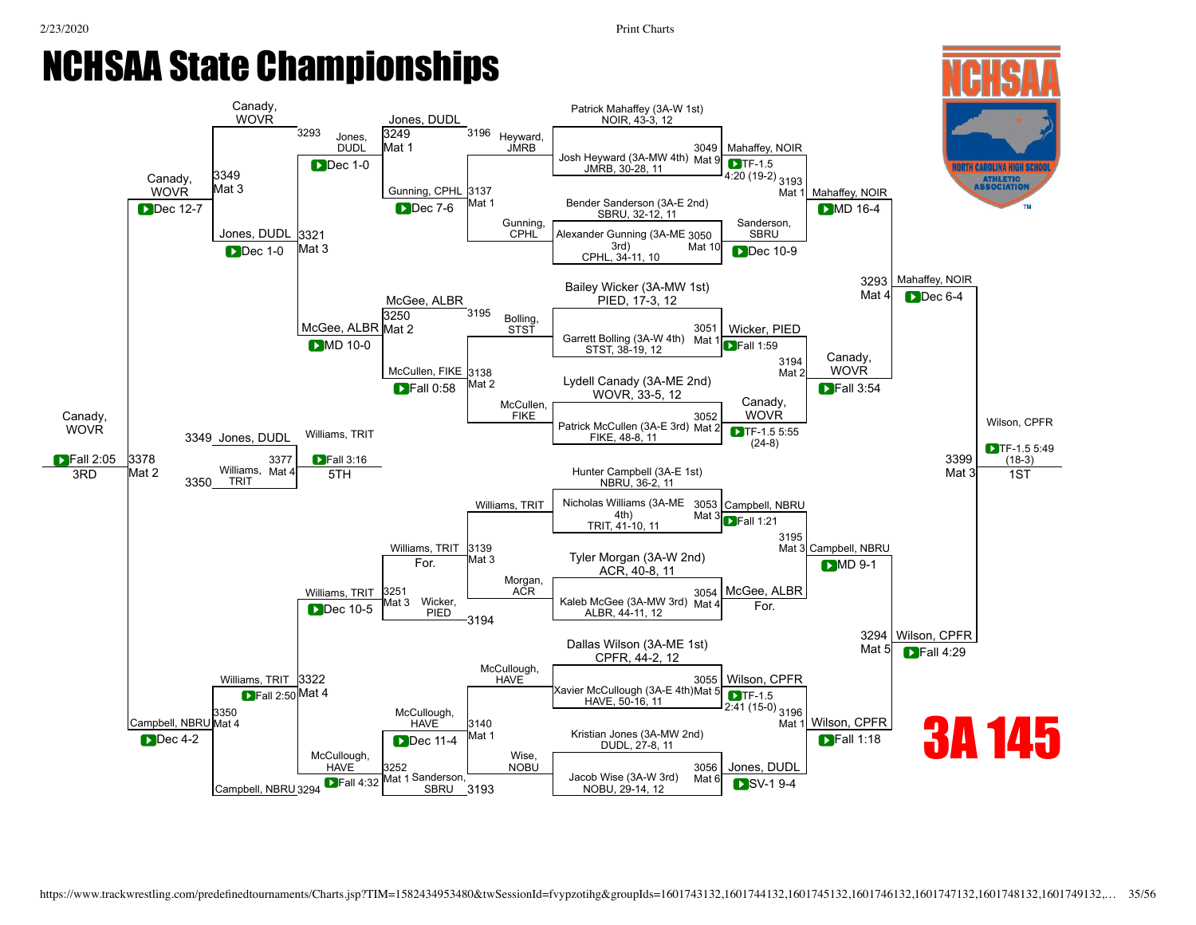# NCHSAA State Championships

## 3A 145

### Championship Bracket

**First Round**

| Bout | Mat | Wrestler 1 | Wrestler 2 | Winner | Result |
|---|---|---|---|---|---|
| 3049 | Mat 9 | Patrick Mahaffey (3A-W 1st) NOIR, 43-3, 12 | Josh Heyward (3A-MW 4th) JMRB, 30-28, 11 | Mahaffey, NOIR | TF-1.5 4:20 (19-2) |
| 3050 | Mat 10 | Bender Sanderson (3A-E 2nd) SBRU, 32-12, 11 | Alexander Gunning (3A-ME 3rd) CPHL, 34-11, 10 | Sanderson, SBRU | Dec 10-9 |
| 3051 | Mat 1 | Bailey Wicker (3A-MW 1st) PIED, 17-3, 12 | Garrett Bolling (3A-W 4th) STST, 38-19, 12 | Wicker, PIED | Fall 1:59 |
| 3052 | Mat 2 | Lydell Canady (3A-ME 2nd) WOVR, 33-5, 12 | Patrick McCullen (3A-E 3rd) FIKE, 48-8, 11 | Canady, WOVR | TF-1.5 5:55 (24-8) |
| 3053 | Mat 3 | Hunter Campbell (3A-E 1st) NBRU, 36-2, 11 | Nicholas Williams (3A-ME 4th) TRIT, 41-10, 11 | Campbell, NBRU | Fall 1:21 |
| 3054 | Mat 4 | Tyler Morgan (3A-W 2nd) ACR, 40-8, 11 | Kaleb McGee (3A-MW 3rd) ALBR, 44-11, 12 | McGee, ALBR | For. |
| 3055 | Mat 5 | Dallas Wilson (3A-ME 1st) CPFR, 44-2, 12 | Xavier McCullough (3A-E 4th) HAVE, 50-16, 11 | Wilson, CPFR | TF-1.5 2:41 (15-0) |
| 3056 | Mat 6 | Kristian Jones (3A-MW 2nd) DUDL, 27-8, 11 | Jacob Wise (3A-W 3rd) NOBU, 29-14, 12 | Jones, DUDL | SV-1 9-4 |

**Quarterfinals**

| Bout | Mat | Winner | Result |
|---|---|---|---|
| 3193 | Mat 1 | Mahaffey, NOIR | MD 16-4 |
| 3194 | Mat 2 | Canady, WOVR | Fall 3:54 |
| 3195 | Mat 3 | Campbell, NBRU | MD 9-1 |
| 3196 | Mat 1 | Wilson, CPFR | Fall 1:18 |

**Semifinals**

| Bout | Mat | Winner | Result |
|---|---|---|---|
| 3293 | Mat 4 | Mahaffey, NOIR | Dec 6-4 |
| 3294 | Mat 5 | Wilson, CPFR | Fall 4:29 |

**Final (1st Place)**

| Bout | Mat | Winner | Result |
|---|---|---|---|
| 3399 | Mat 3 | Wilson, CPFR (1ST) | TF-1.5 5:49 (18-3) |

### Consolation Bracket

| Bout | Mat | Wrestlers | Winner | Result |
|---|---|---|---|---|
| 3137 | Mat 1 | Heyward, JMRB vs Gunning, CPHL | Gunning, CPHL | Dec 7-6 |
| 3138 | Mat 2 | Bolling, STST vs McCullen, FIKE | McCullen, FIKE | Fall 0:58 |
| 3139 | Mat 3 | Williams, TRIT vs Morgan, ACR | Williams, TRIT | For. |
| 3140 | Mat 1 | McCullough, HAVE vs Wise, NOBU | McCullough, HAVE | Dec 11-4 |
| 3249 | Mat 1 | Jones, DUDL vs Gunning, CPHL | Jones, DUDL | Dec 1-0 |
| 3250 | Mat 2 | McGee, ALBR vs McCullen, FIKE | McGee, ALBR | MD 10-0 |
| 3251 | Mat 3 | Williams, TRIT vs Wicker, PIED | Williams, TRIT | Dec 10-5 |
| 3252 | Mat 1 | McCullough, HAVE vs Sanderson, SBRU | McCullough, HAVE | Fall 4:32 |
| 3321 | Mat 3 | Jones, DUDL vs McGee, ALBR | Jones, DUDL | Dec 1-0 |
| 3322 | Mat 4 | Williams, TRIT vs McCullough, HAVE | Williams, TRIT | Fall 2:50 |
| 3349 | Mat 3 | Canady, WOVR vs Jones, DUDL | Canady, WOVR | Dec 12-7 |
| 3350 | Mat 4 | Williams, TRIT vs Campbell, NBRU | Campbell, NBRU | Dec 4-2 |
| 3378 | Mat 2 | Canady, WOVR vs Campbell, NBRU | Canady, WOVR (3RD) | Fall 2:05 |
| 3377 | Mat 4 | Jones, DUDL vs Williams, TRIT | Williams, TRIT (5TH) | Fall 3:16 |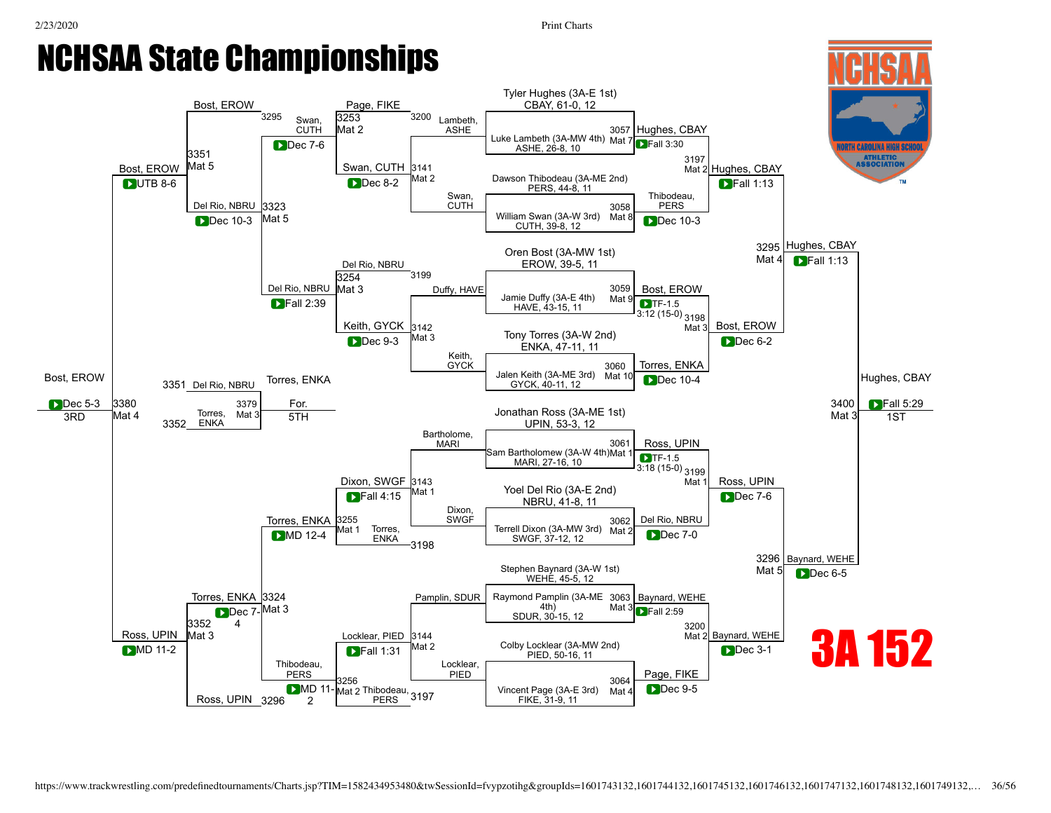# NCHSAA State Championships

## 3A 152

### Championship Bracket

**First Round**

| Bout | Mat | Wrestler | Opponent | Winner | Result |
|---|---|---|---|---|---|
| 3057 | Mat 7 | Tyler Hughes (3A-E 1st) CBAY, 61-0, 12 | Luke Lambeth (3A-MW 4th) ASHE, 26-8, 10 | Hughes, CBAY | Fall 3:30 |
| 3058 | Mat 8 | Dawson Thibodeau (3A-ME 2nd) PERS, 44-8, 11 | William Swan (3A-W 3rd) CUTH, 39-8, 12 | Thibodeau, PERS | Dec 10-3 |
| 3059 | Mat 9 | Oren Bost (3A-MW 1st) EROW, 39-5, 11 | Jamie Duffy (3A-E 4th) HAVE, 43-15, 11 | Bost, EROW | TF-1.5 3:12 (15-0) |
| 3060 | Mat 10 | Tony Torres (3A-W 2nd) ENKA, 47-11, 11 | Jalen Keith (3A-ME 3rd) GYCK, 40-11, 12 | Torres, ENKA | Dec 10-4 |
| 3061 | Mat 1 | Jonathan Ross (3A-ME 1st) UPIN, 53-3, 12 | Sam Bartholomew (3A-W 4th) MARI, 27-16, 10 | Ross, UPIN | TF-1.5 3:18 (15-0) |
| 3062 | Mat 2 | Yoel Del Rio (3A-E 2nd) NBRU, 41-8, 11 | Terrell Dixon (3A-MW 3rd) SWGF, 37-12, 12 | Del Rio, NBRU | Dec 7-0 |
| 3063 | Mat 3 | Stephen Baynard (3A-W 1st) WEHE, 45-5, 12 | Raymond Pamplin (3A-ME 4th) SDUR, 30-15, 12 | Baynard, WEHE | Fall 2:59 |
| 3064 | Mat 4 | Colby Locklear (3A-MW 2nd) PIED, 50-16, 11 | Vincent Page (3A-E 3rd) FIKE, 31-9, 11 | Page, FIKE | Dec 9-5 |

**Quarterfinals**

| Bout | Mat | Winner | Result |
|---|---|---|---|
| 3197 | Mat 2 | Hughes, CBAY | Fall 1:13 |
| 3198 | Mat 3 | Bost, EROW | Dec 6-2 |
| 3199 | Mat 1 | Ross, UPIN | Dec 7-6 |
| 3200 | Mat 2 | Baynard, WEHE | Dec 3-1 |

**Semifinals**

| Bout | Mat | Winner | Result |
|---|---|---|---|
| 3295 | Mat 4 | Hughes, CBAY | Fall 1:13 |
| 3296 | Mat 5 | Baynard, WEHE | Dec 6-5 |

**Final**

| Bout | Mat | Winner | Result | Place |
|---|---|---|---|---|
| 3400 | Mat 3 | Hughes, CBAY | Fall 5:29 | 1ST |

### Consolation Bracket

**Consolation Round 1**

| Bout | Mat | Wrestlers | Winner | Result |
|---|---|---|---|---|
| 3141 | Mat 2 | Lambeth, ASHE vs Swan, CUTH | Swan, CUTH | Dec 8-2 |
| 3142 | Mat 3 | Duffy, HAVE vs Keith, GYCK | Keith, GYCK | Dec 9-3 |
| 3143 | Mat 1 | Bartholome, MARI vs Dixon, SWGF | Dixon, SWGF | Fall 4:15 |
| 3144 | Mat 2 | Pamplin, SDUR vs Locklear, PIED | Locklear, PIED | Fall 1:31 |

**Consolation Round 2**

| Bout | Mat | Wrestlers | Winner | Result |
|---|---|---|---|---|
| 3253 | Mat 2 | Page, FIKE vs Swan, CUTH | Swan, CUTH | Dec 7-6 |
| 3254 | Mat 3 | Del Rio, NBRU vs Keith, GYCK | Del Rio, NBRU | Fall 2:39 |
| 3255 | Mat 1 | Dixon, SWGF vs Torres, ENKA | Torres, ENKA | MD 12-4 |
| 3256 | Mat 2 | Locklear, PIED vs Thibodeau, PERS | Thibodeau, PERS | MD 11-2 |

**Consolation Quarterfinals**

| Bout | Mat | Wrestlers | Winner | Result |
|---|---|---|---|---|
| 3323 | Mat 5 | Swan, CUTH vs Del Rio, NBRU | Del Rio, NBRU | Dec 10-3 |
| 3324 | Mat 3 | Torres, ENKA vs Thibodeau, PERS | Torres, ENKA | Dec 7-4 |

**Consolation Semifinals**

| Bout | Mat | Wrestlers | Winner | Result |
|---|---|---|---|---|
| 3351 | Mat 5 | Bost, EROW vs Del Rio, NBRU | Bost, EROW | UTB 8-6 |
| 3352 | Mat 3 | Torres, ENKA vs Ross, UPIN | Ross, UPIN | MD 11-2 |

**3rd Place**

| Bout | Mat | Winner | Result | Place |
|---|---|---|---|---|
| 3380 | Mat 4 | Bost, EROW | Dec 5-3 | 3RD |

**5th Place**

| Bout | Mat | Wrestlers | Winner | Result | Place |
|---|---|---|---|---|---|
| 3379 | Mat 3 | Del Rio, NBRU vs Torres, ENKA | Torres, ENKA | For. | 5TH |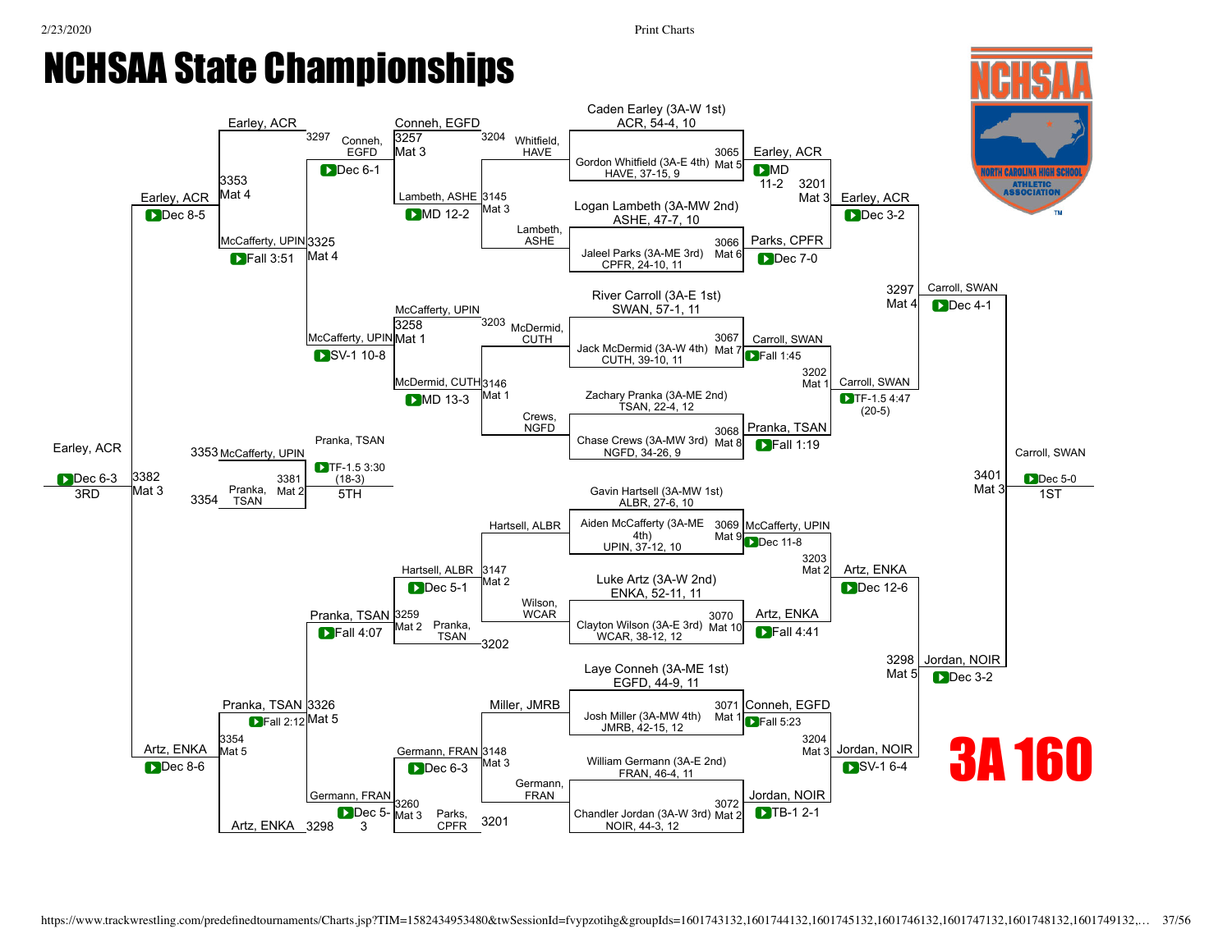# NCHSAA State Championships

## 3A 160

### Championship Bracket

**First Round**

| Bout | Mat | Wrestler 1 | Wrestler 2 | Winner | Result |
|---|---|---|---|---|---|
| 3065 | Mat 5 | Caden Earley (3A-W 1st), ACR, 54-4, 10 | Gordon Whitfield (3A-E 4th), HAVE, 37-15, 9 | Earley, ACR | MD 11-2 |
| 3066 | Mat 6 | Logan Lambeth (3A-MW 2nd), ASHE, 47-7, 10 | Jaleel Parks (3A-ME 3rd), CPFR, 24-10, 11 | Parks, CPFR | Dec 7-0 |
| 3067 | Mat 7 | River Carroll (3A-E 1st), SWAN, 57-1, 11 | Jack McDermid (3A-W 4th), CUTH, 39-10, 11 | Carroll, SWAN | Fall 1:45 |
| 3068 | Mat 8 | Zachary Pranka (3A-ME 2nd), TSAN, 22-4, 12 | Chase Crews (3A-MW 3rd), NGFD, 34-26, 9 | Pranka, TSAN | Fall 1:19 |
| 3069 | Mat 9 | Gavin Hartsell (3A-MW 1st), ALBR, 27-6, 10 | Aiden McCafferty (3A-ME 4th), UPIN, 37-12, 10 | McCafferty, UPIN | Dec 11-8 |
| 3070 | Mat 10 | Luke Artz (3A-W 2nd), ENKA, 52-11, 11 | Clayton Wilson (3A-E 3rd), WCAR, 38-12, 12 | Artz, ENKA | Fall 4:41 |
| 3071 | Mat 1 | Laye Conneh (3A-ME 1st), EGFD, 44-9, 11 | Josh Miller (3A-MW 4th), JMRB, 42-15, 12 | Conneh, EGFD | Fall 5:23 |
| 3072 | Mat 2 | William Germann (3A-E 2nd), FRAN, 46-4, 11 | Chandler Jordan (3A-W 3rd), NOIR, 44-3, 12 | Jordan, NOIR | TB-1 2-1 |

**Quarterfinals**

| Bout | Mat | Wrestler 1 | Wrestler 2 | Winner | Result |
|---|---|---|---|---|---|
| 3201 | Mat 3 | Earley, ACR | Parks, CPFR | Earley, ACR | Dec 3-2 |
| 3202 | Mat 1 | Carroll, SWAN | Pranka, TSAN | Carroll, SWAN | TF-1.5 4:47 (20-5) |
| 3203 | Mat 2 | McCafferty, UPIN | Artz, ENKA | Artz, ENKA | Dec 12-6 |
| 3204 | Mat 3 | Conneh, EGFD | Jordan, NOIR | Jordan, NOIR | SV-1 6-4 |

**Semifinals**

| Bout | Mat | Wrestler 1 | Wrestler 2 | Winner | Result |
|---|---|---|---|---|---|
| 3297 | Mat 4 | Earley, ACR | Carroll, SWAN | Carroll, SWAN | Dec 4-1 |
| 3298 | Mat 5 | Artz, ENKA | Jordan, NOIR | Jordan, NOIR | Dec 3-2 |

**Final**

| Bout | Mat | Wrestler 1 | Wrestler 2 | Winner | Result |
|---|---|---|---|---|---|
| 3401 | Mat 3 | Carroll, SWAN | Jordan, NOIR | Carroll, SWAN | Dec 5-0 (1ST) |

### Consolation Bracket

| Bout | Mat | Wrestler 1 | Wrestler 2 | Winner | Result |
|---|---|---|---|---|---|
| 3145 | Mat 3 | Whitfield, HAVE | Lambeth, ASHE | Lambeth, ASHE | MD 12-2 |
| 3146 | Mat 1 | McDermid, CUTH | Crews, NGFD | McDermid, CUTH | MD 13-3 |
| 3147 | Mat 2 | Hartsell, ALBR | Wilson, WCAR | Hartsell, ALBR | Dec 5-1 |
| 3148 | Mat 3 | Miller, JMRB | Germann, FRAN | Germann, FRAN | Dec 6-3 |
| 3257 | Mat 3 | Conneh, EGFD | Lambeth, ASHE | Conneh, EGFD | Dec 6-1 |
| 3258 | Mat 1 | McCafferty, UPIN | McDermid, CUTH | McCafferty, UPIN | SV-1 10-8 |
| 3259 | Mat 2 | Hartsell, ALBR | Pranka, TSAN | Pranka, TSAN | Fall 4:07 |
| 3260 | Mat 3 | Germann, FRAN | Parks, CPFR | Germann, FRAN | Dec 5-3 |
| 3325 | Mat 4 | Conneh, EGFD | McCafferty, UPIN | McCafferty, UPIN | Fall 3:51 |
| 3326 | Mat 5 | Pranka, TSAN | Germann, FRAN | Pranka, TSAN | Fall 2:12 |
| 3353 | Mat 4 | Earley, ACR | McCafferty, UPIN | Earley, ACR | Dec 8-5 |
| 3354 | Mat 5 | Pranka, TSAN | Artz, ENKA | Artz, ENKA | Dec 8-6 |
| 3381 | Mat 2 | McCafferty, UPIN | Pranka, TSAN | Pranka, TSAN | TF-1.5 3:30 (18-3) (5TH) |
| 3382 | Mat 3 | Earley, ACR | Artz, ENKA | Earley, ACR | Dec 6-3 (3RD) |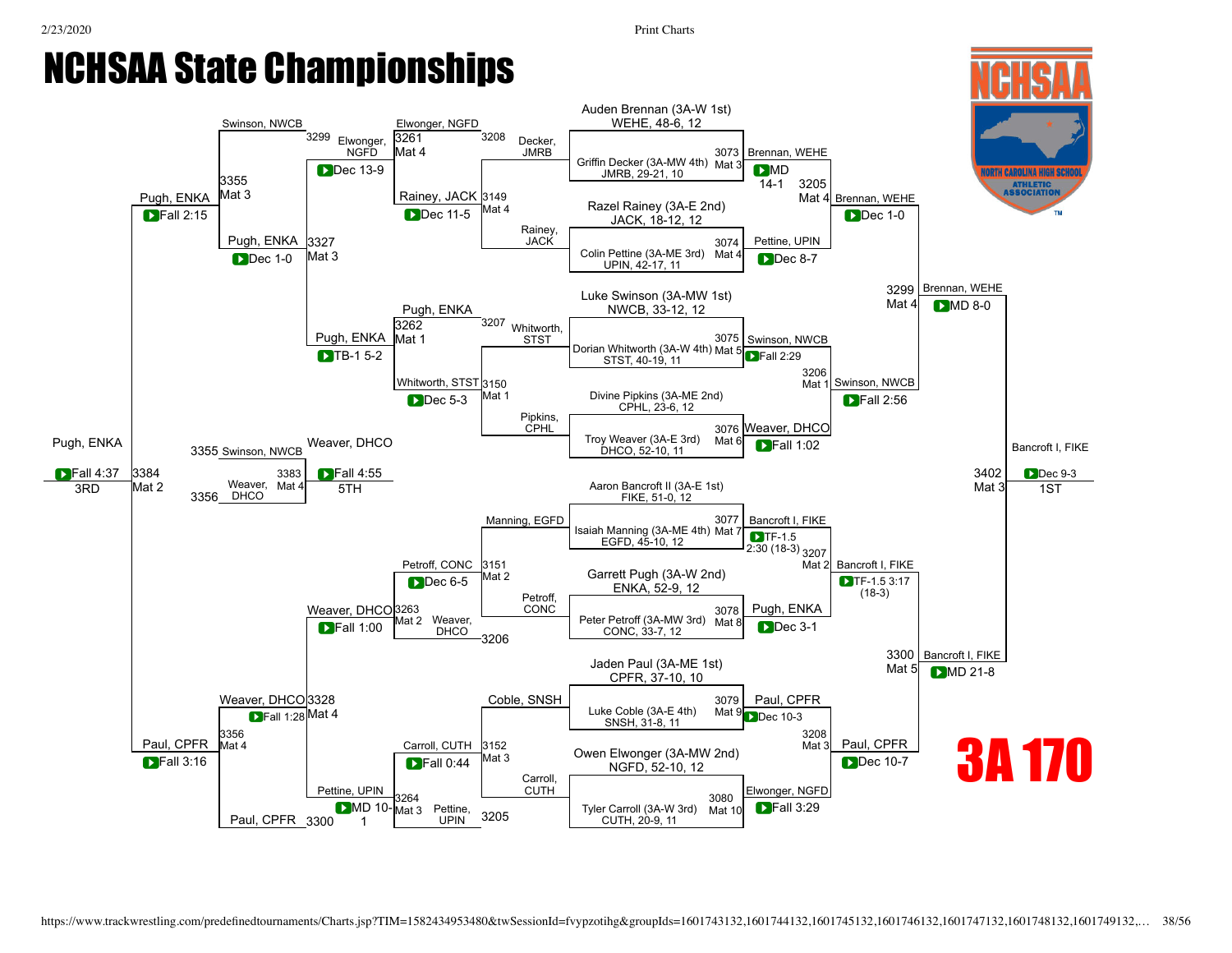# NCHSAA State Championships

## 3A 170

### Championship Bracket

**First Round**

| Bout | Mat | Wrestler 1 | Wrestler 2 | Winner | Result |
|---|---|---|---|---|---|
| 3073 | Mat 3 | Auden Brennan (3A-W 1st) WEHE, 48-6, 12 | Griffin Decker (3A-MW 4th) JMRB, 29-21, 10 | Brennan, WEHE | MD 14-1 |
| 3074 | Mat 4 | Razel Rainey (3A-E 2nd) JACK, 18-12, 12 | Colin Pettine (3A-ME 3rd) UPIN, 42-17, 11 | Pettine, UPIN | Dec 8-7 |
| 3075 | Mat 5 | Luke Swinson (3A-MW 1st) NWCB, 33-12, 12 | Dorian Whitworth (3A-W 4th) STST, 40-19, 11 | Swinson, NWCB | Fall 2:29 |
| 3076 | Mat 6 | Divine Pipkins (3A-ME 2nd) CPHL, 23-6, 12 | Troy Weaver (3A-E 3rd) DHCO, 52-10, 11 | Weaver, DHCO | Fall 1:02 |
| 3077 | Mat 7 | Aaron Bancroft II (3A-E 1st) FIKE, 51-0, 12 | Isaiah Manning (3A-ME 4th) EGFD, 45-10, 12 | Bancroft I, FIKE | TF-1.5 2:30 (18-3) |
| 3078 | Mat 8 | Garrett Pugh (3A-W 2nd) ENKA, 52-9, 12 | Peter Petroff (3A-MW 3rd) CONC, 33-7, 12 | Pugh, ENKA | Dec 3-1 |
| 3079 | Mat 9 | Jaden Paul (3A-ME 1st) CPFR, 37-10, 10 | Luke Coble (3A-E 4th) SNSH, 31-8, 11 | Paul, CPFR | Dec 10-3 |
| 3080 | Mat 10 | Owen Elwonger (3A-MW 2nd) NGFD, 52-10, 12 | Tyler Carroll (3A-W 3rd) CUTH, 20-9, 11 | Elwonger, NGFD | Fall 3:29 |

**Quarterfinals**

| Bout | Mat | Wrestler 1 | Wrestler 2 | Winner | Result |
|---|---|---|---|---|---|
| 3205 | Mat 4 | Brennan, WEHE | Pettine, UPIN | Brennan, WEHE | Dec 1-0 |
| 3206 | Mat 1 | Swinson, NWCB | Weaver, DHCO | Swinson, NWCB | Fall 2:56 |
| 3207 | Mat 2 | Bancroft I, FIKE | Pugh, ENKA | Bancroft I, FIKE | TF-1.5 3:17 (18-3) |
| 3208 | Mat 3 | Paul, CPFR | Elwonger, NGFD | Paul, CPFR | Dec 10-7 |

**Semifinals**

| Bout | Mat | Wrestler 1 | Wrestler 2 | Winner | Result |
|---|---|---|---|---|---|
| 3299 | Mat 4 | Brennan, WEHE | Swinson, NWCB | Brennan, WEHE | MD 8-0 |
| 3300 | Mat 5 | Bancroft I, FIKE | Paul, CPFR | Bancroft I, FIKE | MD 21-8 |

**Final (1st Place)**

| Bout | Mat | Wrestler 1 | Wrestler 2 | Winner | Result |
|---|---|---|---|---|---|
| 3402 | Mat 3 | Brennan, WEHE | Bancroft I, FIKE | Bancroft I, FIKE | Dec 9-3 |

**1ST: Bancroft I, FIKE**

### Consolation Bracket

**Consolation Round 1**

| Bout | Mat | Wrestler 1 | Wrestler 2 | Winner | Result |
|---|---|---|---|---|---|
| 3149 | Mat 4 | Decker, JMRB | Rainey, JACK | Rainey, JACK | Dec 11-5 |
| 3150 | Mat 1 | Whitworth, STST | Pipkins, CPHL | Whitworth, STST | Dec 5-3 |
| 3151 | Mat 2 | Manning, EGFD | Petroff, CONC | Petroff, CONC | Dec 6-5 |
| 3152 | Mat 3 | Coble, SNSH | Carroll, CUTH | Carroll, CUTH | Fall 0:44 |

**Consolation Round 2**

| Bout | Mat | Wrestler 1 | Wrestler 2 | Winner | Result |
|---|---|---|---|---|---|
| 3261 | Mat 4 | Elwonger, NGFD | Rainey, JACK | Elwonger, NGFD | Dec 13-9 |
| 3262 | Mat 1 | Pugh, ENKA | Whitworth, STST | Pugh, ENKA | TB-1 5-2 |
| 3263 | Mat 2 | Petroff, CONC | Weaver, DHCO | Weaver, DHCO | Fall 1:00 |
| 3264 | Mat 3 | Carroll, CUTH | Pettine, UPIN | Pettine, UPIN | MD 10-1 |

**Consolation Quarterfinals**

| Bout | Mat | Wrestler 1 | Wrestler 2 | Winner | Result |
|---|---|---|---|---|---|
| 3327 | Mat 3 | Elwonger, NGFD | Pugh, ENKA | Pugh, ENKA | Dec 1-0 |
| 3328 | Mat 4 | Weaver, DHCO | Pettine, UPIN | Weaver, DHCO | Fall 1:28 |

**Consolation Semifinals**

| Bout | Mat | Wrestler 1 | Wrestler 2 | Winner | Result |
|---|---|---|---|---|---|
| 3355 | Mat 3 | Swinson, NWCB | Pugh, ENKA | Pugh, ENKA | Fall 2:15 |
| 3356 | Mat 4 | Weaver, DHCO | Paul, CPFR | Paul, CPFR | Fall 3:16 |

**3rd Place**

| Bout | Mat | Wrestler 1 | Wrestler 2 | Winner | Result |
|---|---|---|---|---|---|
| 3384 | Mat 2 | Pugh, ENKA | Paul, CPFR | Pugh, ENKA | Fall 4:37 |

**3RD: Pugh, ENKA**

**5th Place**

| Bout | Mat | Wrestler 1 | Wrestler 2 | Winner | Result |
|---|---|---|---|---|---|
| 3383 | Mat 4 | Swinson, NWCB | Weaver, DHCO | Weaver, DHCO | Fall 4:55 |

**5TH: Weaver, DHCO**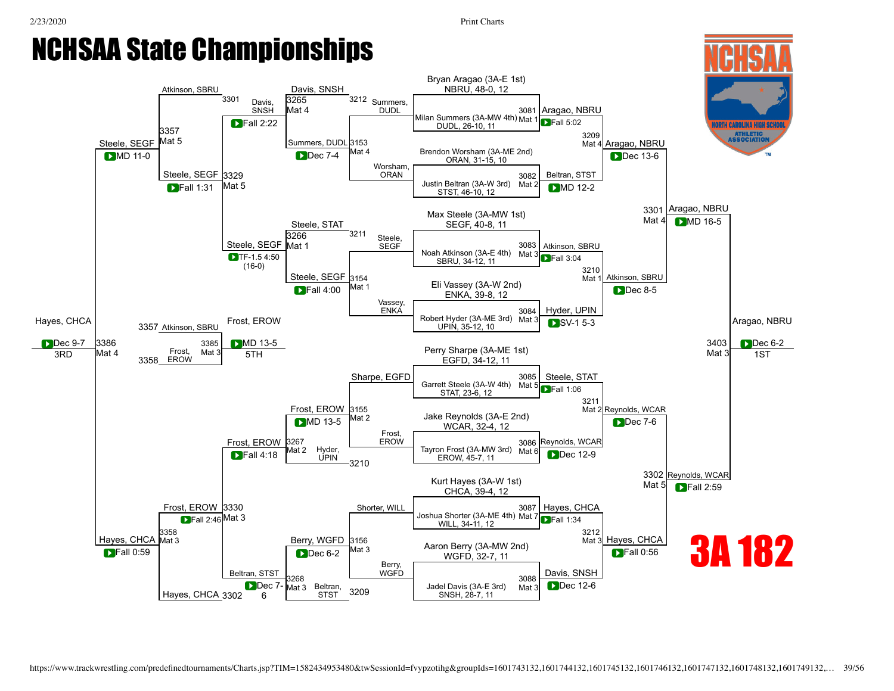# NCHSAA State Championships

## 3A 182

### Championship Bracket

**First Round**

| Bout | Mat | Wrestler 1 | Wrestler 2 | Winner | Result |
|---|---|---|---|---|---|
| 3081 | Mat 1 | Bryan Aragao (3A-E 1st) NBRU, 48-0, 12 | Milan Summers (3A-MW 4th) DUDL, 26-10, 11 | Aragao, NBRU | Fall 5:02 |
| 3082 | Mat 2 | Brendon Worsham (3A-ME 2nd) ORAN, 31-15, 10 | Justin Beltran (3A-W 3rd) STST, 46-10, 12 | Beltran, STST | MD 12-2 |
| 3083 | Mat 3 | Max Steele (3A-MW 1st) SEGF, 40-8, 11 | Noah Atkinson (3A-E 4th) SBRU, 34-12, 11 | Atkinson, SBRU | Fall 3:04 |
| 3084 | Mat 3 | Eli Vassey (3A-W 2nd) ENKA, 39-8, 12 | Robert Hyder (3A-ME 3rd) UPIN, 35-12, 10 | Hyder, UPIN | SV-1 5-3 |
| 3085 | Mat 5 | Perry Sharpe (3A-ME 1st) EGFD, 34-12, 11 | Garrett Steele (3A-W 4th) STAT, 23-6, 12 | Steele, STAT | Fall 1:06 |
| 3086 | Mat 6 | Jake Reynolds (3A-E 2nd) WCAR, 32-4, 12 | Tayron Frost (3A-MW 3rd) EROW, 45-7, 11 | Reynolds, WCAR | Dec 12-9 |
| 3087 | Mat 7 | Kurt Hayes (3A-W 1st) CHCA, 39-4, 12 | Joshua Shorter (3A-ME 4th) WILL, 34-11, 12 | Hayes, CHCA | Fall 1:34 |
| 3088 | Mat 3 | Aaron Berry (3A-MW 2nd) WGFD, 32-7, 11 | Jadel Davis (3A-E 3rd) SNSH, 28-7, 11 | Davis, SNSH | Dec 12-6 |

**Quarterfinals**

| Bout | Mat | Winner | Result |
|---|---|---|---|
| 3209 | Mat 4 | Aragao, NBRU | Dec 13-6 |
| 3210 | Mat 1 | Atkinson, SBRU | Dec 8-5 |
| 3211 | Mat 2 | Reynolds, WCAR | Dec 7-6 |
| 3212 | Mat 3 | Hayes, CHCA | Fall 0:56 |

**Semifinals**

| Bout | Mat | Winner | Result |
|---|---|---|---|
| 3301 | Mat 4 | Aragao, NBRU | MD 16-5 |
| 3302 | Mat 5 | Reynolds, WCAR | Fall 2:59 |

**Final**

| Bout | Mat | Winner | Result | Place |
|---|---|---|---|---|
| 3403 | Mat 3 | Aragao, NBRU | Dec 6-2 | 1ST |

### Consolation Bracket

| Bout | Mat | Wrestlers | Winner | Result |
|---|---|---|---|---|
| 3153 | Mat 4 | Summers, DUDL vs Worsham, ORAN | Summers, DUDL | Dec 7-4 |
| 3154 | Mat 1 | Steele, SEGF vs Vassey, ENKA | Steele, SEGF | Fall 4:00 |
| 3155 | Mat 2 | Sharpe, EGFD vs Frost, EROW | Frost, EROW | MD 13-5 |
| 3156 | Mat 3 | Shorter, WILL vs Berry, WGFD | Berry, WGFD | Dec 6-2 |
| 3265 | Mat 4 | Summers, DUDL vs Davis, SNSH (3212) | Davis, SNSH | Fall 2:22 |
| 3266 | Mat 1 | Steele, SEGF vs Steele, STAT (3211) | Steele, SEGF | TF-1.5 4:50 (16-0) |
| 3267 | Mat 2 | Frost, EROW vs Hyder, UPIN (3210) | Frost, EROW | Fall 4:18 |
| 3268 | Mat 3 | Berry, WGFD vs Beltran, STST (3209) | Beltran, STST | Dec 7-6 |
| 3329 | Mat 5 | Davis, SNSH vs Steele, SEGF | Steele, SEGF | Fall 1:31 |
| 3330 | Mat 3 | Frost, EROW vs Beltran, STST | Frost, EROW | Fall 2:46 |
| 3357 | Mat 5 | Atkinson, SBRU (3301) vs Steele, SEGF | Steele, SEGF | MD 11-0 |
| 3358 | Mat 3 | Frost, EROW vs Hayes, CHCA (3302) | Hayes, CHCA | Fall 0:59 |
| 3385 | Mat 3 | Atkinson, SBRU (3357) vs Frost, EROW (3358) | Frost, EROW | MD 13-5 (5TH) |
| 3386 | Mat 4 | Steele, SEGF vs Hayes, CHCA | Hayes, CHCA | Dec 9-7 (3RD) |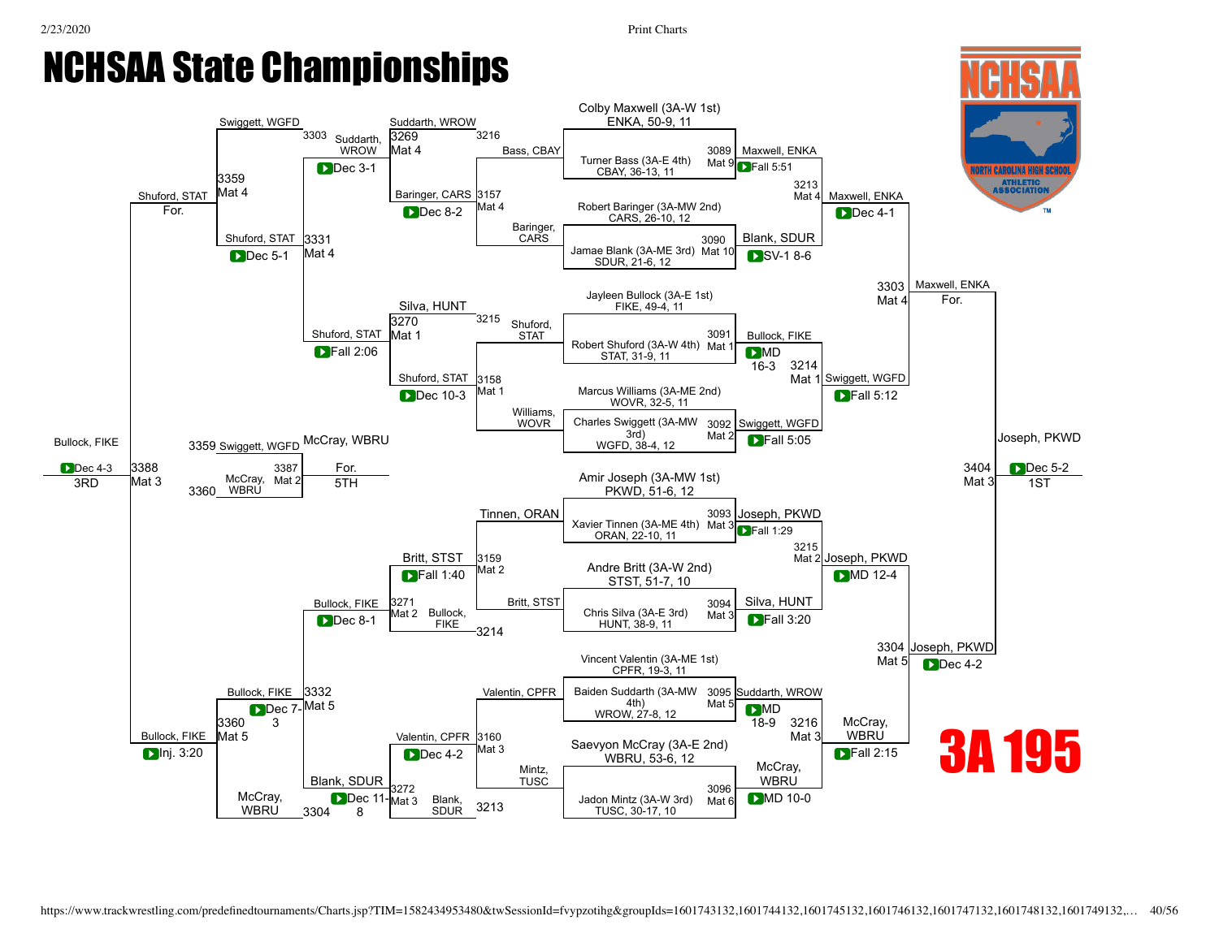# NCHSAA State Championships

## 3A 195

### Championship Bracket

**First Round**

- Bout 3089, Mat 9: Colby Maxwell (3A-W 1st), ENKA, 50-9, 11 vs. Turner Bass (3A-E 4th), CBAY, 36-13, 11 — Maxwell, ENKA, Fall 5:51
- Bout 3090, Mat 10: Robert Baringer (3A-MW 2nd), CARS, 26-10, 12 vs. Jamae Blank (3A-ME 3rd), SDUR, 21-6, 12 — Blank, SDUR, SV-1 8-6
- Bout 3091, Mat 1: Jayleen Bullock (3A-E 1st), FIKE, 49-4, 11 vs. Robert Shuford (3A-W 4th), STAT, 31-9, 11 — Bullock, FIKE, MD 16-3
- Bout 3092, Mat 2: Marcus Williams (3A-ME 2nd), WOVR, 32-5, 11 vs. Charles Swiggett (3A-MW 3rd), WGFD, 38-4, 12 — Swiggett, WGFD, Fall 5:05
- Bout 3093, Mat 3: Amir Joseph (3A-MW 1st), PKWD, 51-6, 12 vs. Xavier Tinnen (3A-ME 4th), ORAN, 22-10, 11 — Joseph, PKWD, Fall 1:29
- Bout 3094, Mat 3: Andre Britt (3A-W 2nd), STST, 51-7, 10 vs. Chris Silva (3A-E 3rd), HUNT, 38-9, 11 — Silva, HUNT, Fall 3:20
- Bout 3095, Mat 5: Vincent Valentin (3A-ME 1st), CPFR, 19-3, 11 vs. Baiden Suddarth (3A-MW 4th), WROW, 27-8, 12 — Suddarth, WROW, MD 18-9
- Bout 3096, Mat 6: Saevyon McCray (3A-E 2nd), WBRU, 53-6, 12 vs. Jadon Mintz (3A-W 3rd), TUSC, 30-17, 10 — McCray, WBRU, MD 10-0

**Quarterfinals**

- Bout 3213, Mat 4: Maxwell, ENKA vs. Blank, SDUR — Maxwell, ENKA, Dec 4-1
- Bout 3214, Mat 1: Bullock, FIKE vs. Swiggett, WGFD — Swiggett, WGFD, Fall 5:12
- Bout 3215, Mat 2: Joseph, PKWD vs. Silva, HUNT — Joseph, PKWD, MD 12-4
- Bout 3216, Mat 3: Suddarth, WROW vs. McCray, WBRU — McCray, WBRU, Fall 2:15

**Semifinals**

- Bout 3303, Mat 4: Maxwell, ENKA vs. Swiggett, WGFD — Maxwell, ENKA, For.
- Bout 3304, Mat 5: Joseph, PKWD vs. McCray, WBRU — Joseph, PKWD, Dec 4-2

**Final**

- Bout 3404, Mat 3: Maxwell, ENKA vs. Joseph, PKWD — Joseph, PKWD, Dec 5-2 — **1ST**

### Consolation Bracket

**Consolation First Round**

- Bout 3157, Mat 4: Bass, CBAY vs. Baringer, CARS — Baringer, CARS, Dec 8-2
- Bout 3158, Mat 1: Shuford, STAT vs. Williams, WOVR — Shuford, STAT, Dec 10-3
- Bout 3159, Mat 2: Tinnen, ORAN vs. Britt, STST — Britt, STST, Fall 1:40
- Bout 3160, Mat 3: Valentin, CPFR vs. Mintz, TUSC — Valentin, CPFR, Dec 4-2

**Consolation Second Round**

- Bout 3269, Mat 4: Suddarth, WROW (loser 3216) vs. Baringer, CARS — Suddarth, WROW, Dec 3-1
- Bout 3270, Mat 1: Silva, HUNT (loser 3215) vs. Shuford, STAT — Shuford, STAT, Fall 2:06
- Bout 3271, Mat 2: Britt, STST vs. Bullock, FIKE (loser 3214) — Bullock, FIKE, Dec 8-1
- Bout 3272, Mat 3: Valentin, CPFR vs. Blank, SDUR (loser 3213) — Blank, SDUR, Dec 11-8

**Consolation Quarterfinals**

- Bout 3331, Mat 4: Suddarth, WROW vs. Shuford, STAT — Shuford, STAT, Dec 5-1
- Bout 3332, Mat 5: Bullock, FIKE vs. Blank, SDUR — Bullock, FIKE, Dec 7-3

**Consolation Semifinals**

- Bout 3359, Mat 4: Swiggett, WGFD (loser 3303) vs. Shuford, STAT — Shuford, STAT, For.
- Bout 3360, Mat 5: Bullock, FIKE vs. McCray, WBRU (loser 3304) — Bullock, FIKE, Inj. 3:20

**Third Place**

- Bout 3388, Mat 3: Shuford, STAT vs. Bullock, FIKE — Bullock, FIKE, Dec 4-3 — **3RD**

**Fifth Place**

- Bout 3387, Mat 2: Swiggett, WGFD (loser 3359) vs. McCray, WBRU (loser 3360) — McCray, WBRU, For. — **5TH**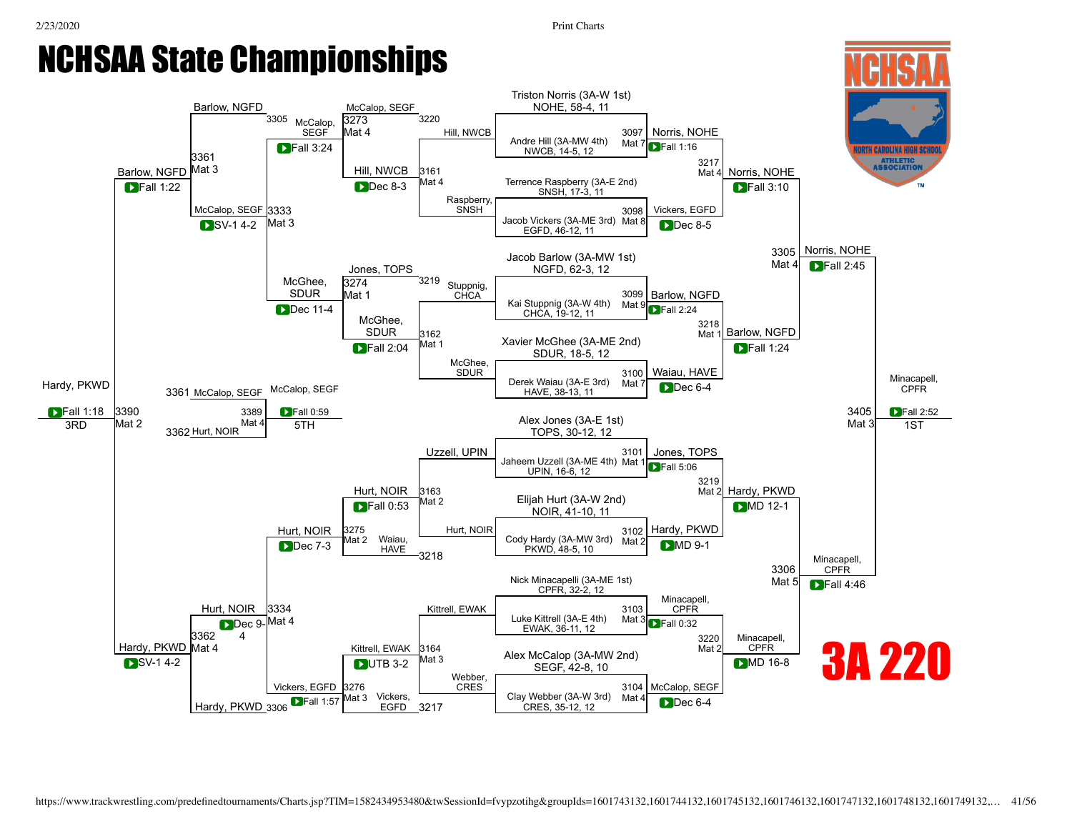# NCHSAA State Championships

## 3A 220

### Championship Bracket

**First Round**

| Bout | Mat | Wrestler 1 | Wrestler 2 | Winner | Result |
|---|---|---|---|---|---|
| 3097 | Mat 7 | Triston Norris (3A-W 1st) NOHE, 58-4, 11 | Andre Hill (3A-MW 4th) NWCB, 14-5, 12 | Norris, NOHE | Fall 1:16 |
| 3098 | Mat 8 | Terrence Raspberry (3A-E 2nd) SNSH, 17-3, 11 | Jacob Vickers (3A-ME 3rd) EGFD, 46-12, 11 | Vickers, EGFD | Dec 8-5 |
| 3099 | Mat 9 | Jacob Barlow (3A-MW 1st) NGFD, 62-3, 12 | Kai Stuppnig (3A-W 4th) CHCA, 19-12, 11 | Barlow, NGFD | Fall 2:24 |
| 3100 | Mat 7 | Xavier McGhee (3A-ME 2nd) SDUR, 18-5, 12 | Derek Waiau (3A-E 3rd) HAVE, 38-13, 11 | Waiau, HAVE | Dec 6-4 |
| 3101 | Mat 1 | Alex Jones (3A-E 1st) TOPS, 30-12, 12 | Jaheem Uzzell (3A-ME 4th) UPIN, 16-6, 12 | Jones, TOPS | Fall 5:06 |
| 3102 | Mat 2 | Elijah Hurt (3A-W 2nd) NOIR, 41-10, 11 | Cody Hardy (3A-MW 3rd) PKWD, 48-5, 10 | Hardy, PKWD | MD 9-1 |
| 3103 | Mat 3 | Nick Minacapelli (3A-ME 1st) CPFR, 32-2, 12 | Luke Kittrell (3A-E 4th) EWAK, 36-11, 12 | Minacapell, CPFR | Fall 0:32 |
| 3104 | Mat 4 | Alex McCalop (3A-MW 2nd) SEGF, 42-8, 10 | Clay Webber (3A-W 3rd) CRES, 35-12, 12 | McCalop, SEGF | Dec 6-4 |

**Quarterfinals**

| Bout | Mat | Winner | Result |
|---|---|---|---|
| 3217 | Mat 4 | Norris, NOHE | Fall 3:10 |
| 3218 | Mat 1 | Barlow, NGFD | Fall 1:24 |
| 3219 | Mat 2 | Hardy, PKWD | MD 12-1 |
| 3220 | Mat 2 | Minacapell, CPFR | MD 16-8 |

**Semifinals**

| Bout | Mat | Winner | Result |
|---|---|---|---|
| 3305 | Mat 4 | Norris, NOHE | Fall 2:45 |
| 3306 | Mat 5 | Minacapell, CPFR | Fall 4:46 |

**Final**

| Bout | Mat | Winner | Result | Place |
|---|---|---|---|---|
| 3405 | Mat 3 | Minacapell, CPFR | Fall 2:52 | 1ST |

### Consolation Bracket

**Consolation Round 1**

| Bout | Mat | Wrestler 1 | Wrestler 2 | Winner | Result |
|---|---|---|---|---|---|
| 3161 | Mat 4 | Hill, NWCB | Raspberry, SNSH | Hill, NWCB | Dec 8-3 |
| 3162 | Mat 1 | Stuppnig, CHCA | McGhee, SDUR | McGhee, SDUR | Fall 2:04 |
| 3163 | Mat 2 | Uzzell, UPIN | Hurt, NOIR | Hurt, NOIR | Fall 0:53 |
| 3164 | Mat 3 | Kittrell, EWAK | Webber, CRES | Kittrell, EWAK | UTB 3-2 |

**Consolation Round 2**

| Bout | Mat | Wrestler 1 | Wrestler 2 | Winner | Result |
|---|---|---|---|---|---|
| 3273 | Mat 4 | McCalop, SEGF (L 3220) | Hill, NWCB | McCalop, SEGF | Fall 3:24 |
| 3274 | Mat 1 | Jones, TOPS (L 3219) | McGhee, SDUR | McGhee, SDUR | Dec 11-4 |
| 3275 | Mat 2 | Hurt, NOIR | Waiau, HAVE (L 3218) | Hurt, NOIR | Dec 7-3 |
| 3276 | Mat 3 | Kittrell, EWAK | Vickers, EGFD (L 3217) | Vickers, EGFD | Fall 1:57 |

**Consolation Semifinals**

| Bout | Mat | Wrestler 1 | Wrestler 2 | Winner | Result |
|---|---|---|---|---|---|
| 3333 | Mat 3 | McCalop, SEGF | McGhee, SDUR | McCalop, SEGF | SV-1 4-2 |
| 3334 | Mat 4 | Hurt, NOIR | Vickers, EGFD | Hurt, NOIR | Dec 9-4 |

**Consolation Finals**

| Bout | Mat | Wrestler 1 | Wrestler 2 | Winner | Result |
|---|---|---|---|---|---|
| 3361 | Mat 3 | Barlow, NGFD (L 3305) | McCalop, SEGF | Barlow, NGFD | Fall 1:22 |
| 3362 | Mat 4 | Hurt, NOIR | Hardy, PKWD (L 3306) | Hardy, PKWD | SV-1 4-2 |

**3rd Place**

| Bout | Mat | Wrestler 1 | Wrestler 2 | Winner | Result | Place |
|---|---|---|---|---|---|---|
| 3390 | Mat 2 | Barlow, NGFD | Hardy, PKWD | Hardy, PKWD | Fall 1:18 | 3RD |

**5th Place**

| Bout | Mat | Wrestler 1 | Wrestler 2 | Winner | Result | Place |
|---|---|---|---|---|---|---|
| 3389 | Mat 4 | McCalop, SEGF (L 3361) | Hurt, NOIR (L 3362) | McCalop, SEGF | Fall 0:59 | 5TH |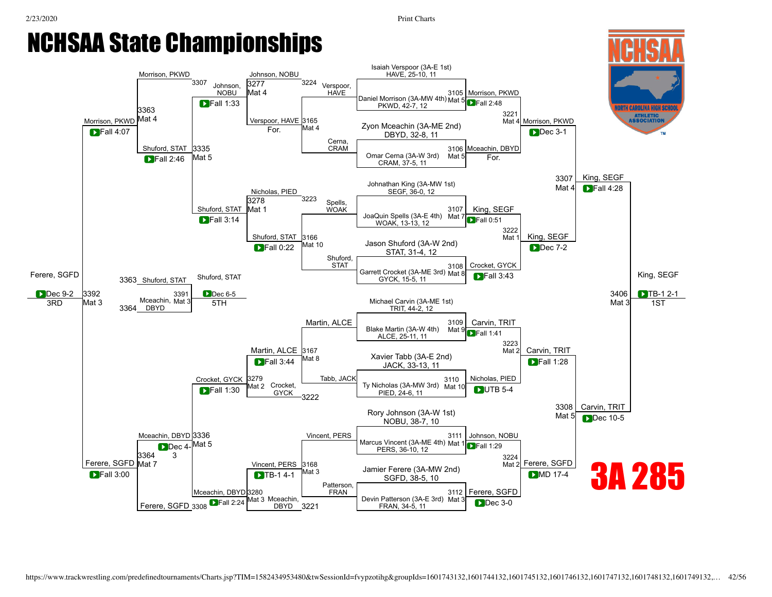# NCHSAA State Championships

## 3A 285

**Championship Bracket – Top Half**

Isaiah Verspoor (3A-E 1st)
HAVE, 25-10, 11

Daniel Morrison (3A-MW 4th)
PKWD, 42-7, 12

3105 Mat 5 — Morrison, PKWD — Fall 2:48

Zyon Mceachin (3A-ME 2nd)
DBYD, 32-8, 11

Omar Cerna (3A-W 3rd)
CRAM, 37-5, 11

3106 Mat 5 — Mceachin, DBYD — For.

3221 Mat 4 — Morrison, PKWD — Dec 3-1

Johnathan King (3A-MW 1st)
SEGF, 36-0, 12

JoaQuin Spells (3A-E 4th)
WOAK, 13-13, 12

3107 Mat 7 — King, SEGF — Fall 0:51

Jason Shuford (3A-W 2nd)
STAT, 31-4, 12

Garrett Crocket (3A-ME 3rd)
GYCK, 15-5, 11

3108 Mat 8 — Crocket, GYCK — Fall 3:43

3222 Mat 1 — King, SEGF — Dec 7-2

3307 Mat 4 — King, SEGF — Fall 4:28

**Championship Bracket – Bottom Half**

Michael Carvin (3A-ME 1st)
TRIT, 44-2, 12

Blake Martin (3A-W 4th)
ALCE, 25-11, 11

3109 Mat 9 — Carvin, TRIT — Fall 1:41

Xavier Tabb (3A-E 2nd)
JACK, 33-13, 11

Ty Nicholas (3A-MW 3rd)
PIED, 24-6, 11

3110 Mat 10 — Nicholas, PIED — UTB 5-4

3223 Mat 2 — Carvin, TRIT — Fall 1:28

Rory Johnson (3A-W 1st)
NOBU, 38-7, 10

Marcus Vincent (3A-ME 4th)
PERS, 36-10, 12

3111 Mat 1 — Johnson, NOBU — Fall 1:29

Jamier Ferere (3A-MW 2nd)
SGFD, 38-5, 10

Devin Patterson (3A-E 3rd)
FRAN, 34-5, 11

3112 Mat 3 — Ferere, SGFD — Dec 3-0

3224 Mat 2 — Ferere, SGFD — MD 17-4

3308 Mat 5 — Carvin, TRIT — Dec 10-5

**Championship Final**

3406 Mat 3 — King, SEGF — TB-1 2-1 — 1ST

**Consolation Bracket – Top Half**

3165 Mat 4 — Verspoor, HAVE vs Cerna, CRAM — Verspoor, HAVE — For.

3224 — Verspoor, HAVE

3277 Mat 4 — Johnson, NOBU vs Verspoor, HAVE — Johnson, NOBU

3307 — Johnson, NOBU

3363 Mat 4 — Morrison, PKWD vs Shuford, STAT — Morrison, PKWD — Fall 4:07

3166 Mat 10 — Shuford, STAT — Fall 0:22 (Shuford, STAT vs Martin... Shuford, STAT)

3223 — Spells, WOAK

3278 Mat 1 — Nicholas, PIED vs Shuford, STAT — Shuford, STAT — Fall 3:14

3335 Mat 5 — Johnson, NOBU vs Shuford, STAT — Shuford, STAT — Fall 2:46

Johnson, NOBU — Fall 1:33

**Consolation Bracket – Bottom Half**

3167 Mat 8 — Martin, ALCE vs Tabb, JACK — Martin, ALCE — Fall 3:44

3222 — Crocket, GYCK

3279 Mat 2 — Martin, ALCE vs Crocket, GYCK — Crocket, GYCK — Fall 1:30

3168 Mat 3 — Vincent, PERS vs Patterson, FRAN — Vincent, PERS — TB-1 4-1

3221 — Mceachin, DBYD

3280 Mat 3 — Vincent, PERS vs Mceachin, DBYD — Mceachin, DBYD — Fall 2:24

3336 Mat 5 — Crocket, GYCK vs Mceachin, DBYD — Mceachin, DBYD — Dec 4-3

3308 — Ferere, SGFD

3364 Mat 7 — Mceachin, DBYD vs Ferere, SGFD — Ferere, SGFD — Fall 3:00

**3rd Place**

3392 Mat 3 — Morrison, PKWD vs Ferere, SGFD — Ferere, SGFD — Dec 9-2 — 3RD

**5th Place**

3391 Mat 3 — 3363 Shuford, STAT vs 3364 Mceachin, DBYD — Shuford, STAT — Dec 6-5 — 5TH